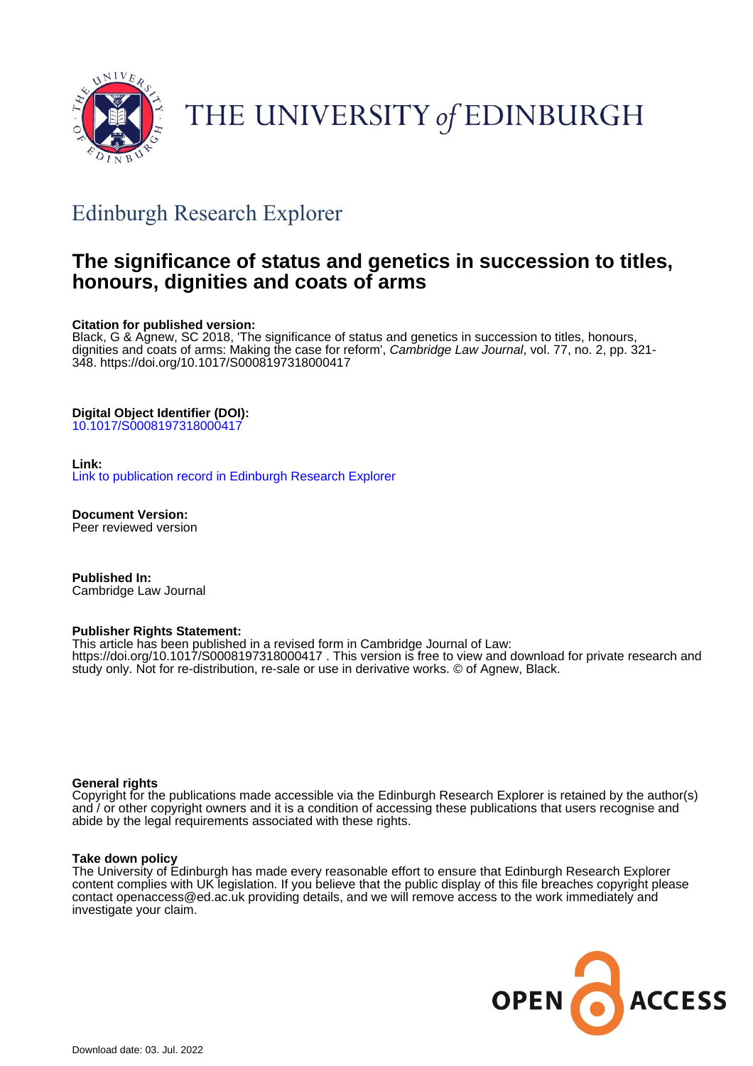THE UNIVERSITY *of* EDINBURGH

## Edinburgh Research Explorer

# The significance of status and genetics in succession to titles, honours, dignities and coats of arms

**Citation for published version:**
Black, G & Agnew, SC 2018, 'The significance of status and genetics in succession to titles, honours, dignities and coats of arms: Making the case for reform', *Cambridge Law Journal*, vol. 77, no. 2, pp. 321-348. https://doi.org/10.1017/S0008197318000417

**Digital Object Identifier (DOI):**
10.1017/S0008197318000417

**Link:**
Link to publication record in Edinburgh Research Explorer

**Document Version:**
Peer reviewed version

**Published In:**
Cambridge Law Journal

**Publisher Rights Statement:**
This article has been published in a revised form in Cambridge Journal of Law: https://doi.org/10.1017/S0008197318000417 . This version is free to view and download for private research and study only. Not for re-distribution, re-sale or use in derivative works. © of Agnew, Black.

**General rights**
Copyright for the publications made accessible via the Edinburgh Research Explorer is retained by the author(s) and / or other copyright owners and it is a condition of accessing these publications that users recognise and abide by the legal requirements associated with these rights.

**Take down policy**
The University of Edinburgh has made every reasonable effort to ensure that Edinburgh Research Explorer content complies with UK legislation. If you believe that the public display of this file breaches copyright please contact openaccess@ed.ac.uk providing details, and we will remove access to the work immediately and investigate your claim.

Download date: 03. Jul. 2022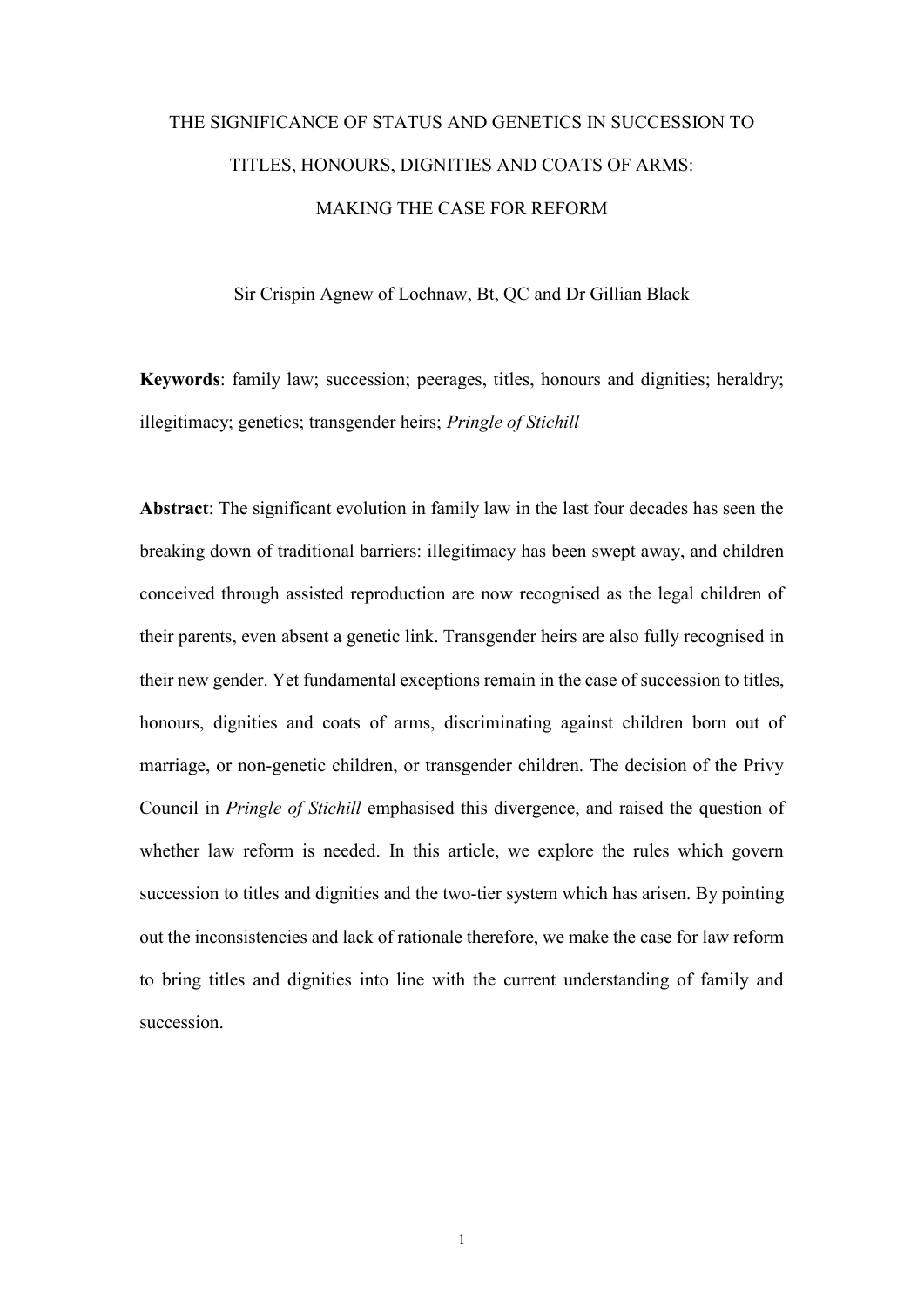# THE SIGNIFICANCE OF STATUS AND GENETICS IN SUCCESSION TO TITLES, HONOURS, DIGNITIES AND COATS OF ARMS: MAKING THE CASE FOR REFORM

Sir Crispin Agnew of Lochnaw, Bt, QC and Dr Gillian Black

**Keywords**: family law; succession; peerages, titles, honours and dignities; heraldry; illegitimacy; genetics; transgender heirs; *Pringle of Stichill*

**Abstract**: The significant evolution in family law in the last four decades has seen the breaking down of traditional barriers: illegitimacy has been swept away, and children conceived through assisted reproduction are now recognised as the legal children of their parents, even absent a genetic link. Transgender heirs are also fully recognised in their new gender. Yet fundamental exceptions remain in the case of succession to titles, honours, dignities and coats of arms, discriminating against children born out of marriage, or non-genetic children, or transgender children. The decision of the Privy Council in *Pringle of Stichill* emphasised this divergence, and raised the question of whether law reform is needed. In this article, we explore the rules which govern succession to titles and dignities and the two-tier system which has arisen. By pointing out the inconsistencies and lack of rationale therefore, we make the case for law reform to bring titles and dignities into line with the current understanding of family and succession.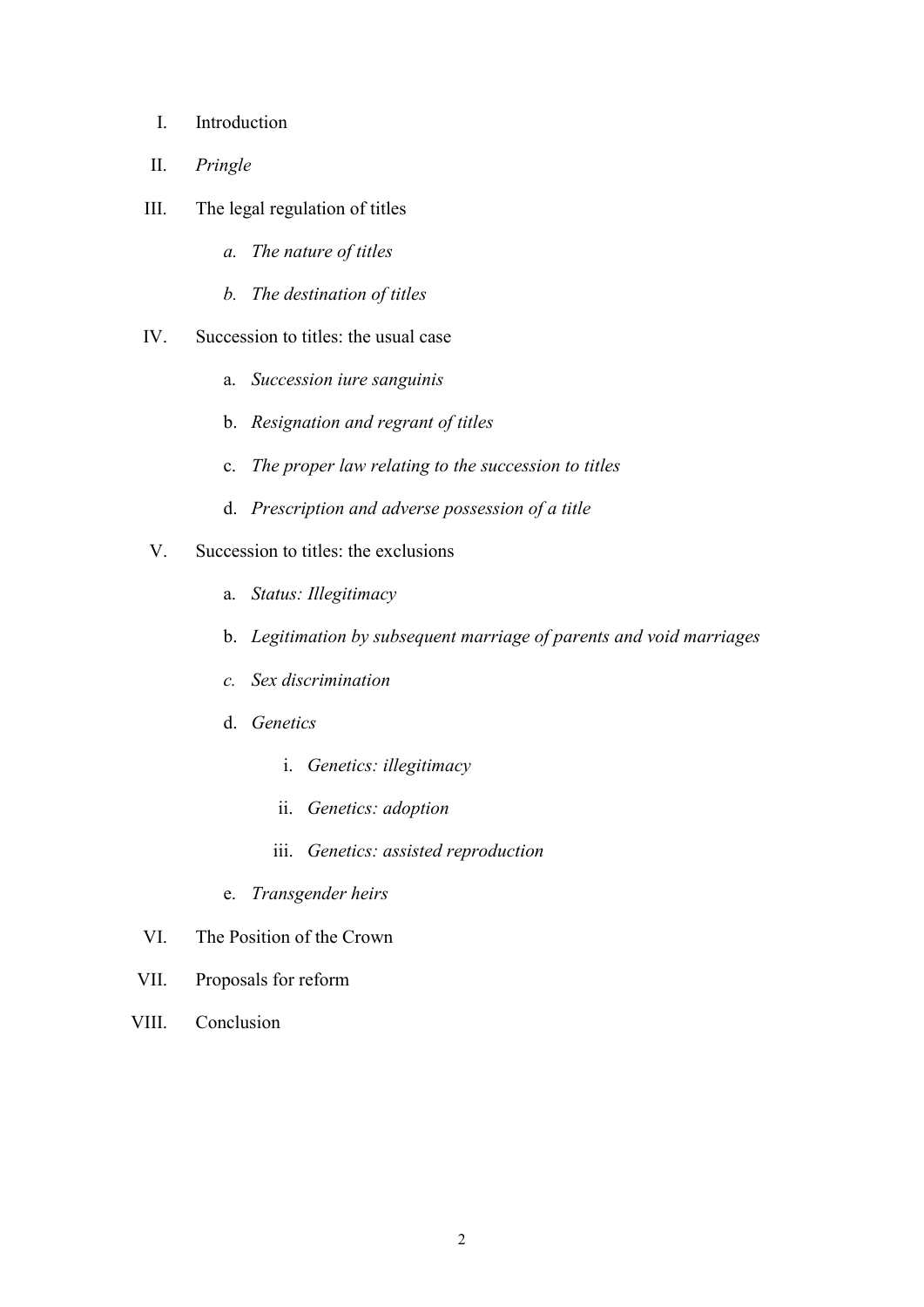I. Introduction

II. *Pringle*

III. The legal regulation of titles

   *a. The nature of titles*

   *b. The destination of titles*

IV. Succession to titles: the usual case

   a. *Succession iure sanguinis*

   b. *Resignation and regrant of titles*

   c. *The proper law relating to the succession to titles*

   d. *Prescription and adverse possession of a title*

V. Succession to titles: the exclusions

   a. *Status: Illegitimacy*

   b. *Legitimation by subsequent marriage of parents and void marriages*

   *c. Sex discrimination*

   d. *Genetics*

      i. *Genetics: illegitimacy*

      ii. *Genetics: adoption*

      iii. *Genetics: assisted reproduction*

   e. *Transgender heirs*

VI. The Position of the Crown

VII. Proposals for reform

VIII. Conclusion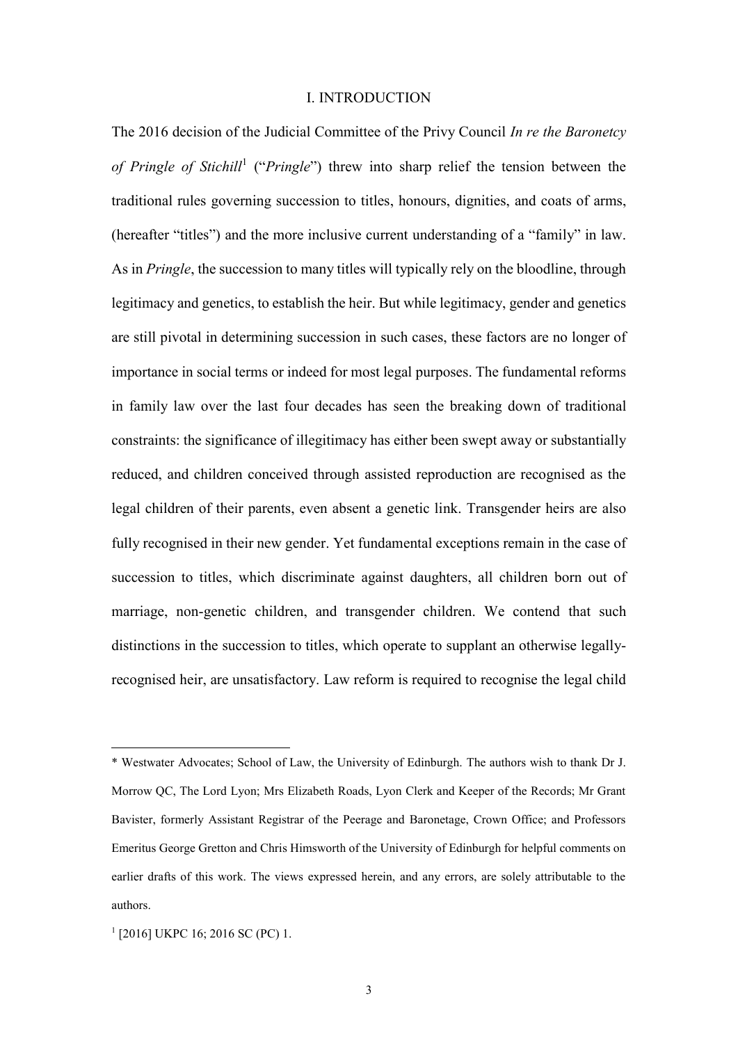# I. INTRODUCTION

The 2016 decision of the Judicial Committee of the Privy Council *In re the Baronetcy of Pringle of Stichill*[1] ("*Pringle*") threw into sharp relief the tension between the traditional rules governing succession to titles, honours, dignities, and coats of arms, (hereafter "titles") and the more inclusive current understanding of a "family" in law. As in *Pringle*, the succession to many titles will typically rely on the bloodline, through legitimacy and genetics, to establish the heir. But while legitimacy, gender and genetics are still pivotal in determining succession in such cases, these factors are no longer of importance in social terms or indeed for most legal purposes. The fundamental reforms in family law over the last four decades has seen the breaking down of traditional constraints: the significance of illegitimacy has either been swept away or substantially reduced, and children conceived through assisted reproduction are recognised as the legal children of their parents, even absent a genetic link. Transgender heirs are also fully recognised in their new gender. Yet fundamental exceptions remain in the case of succession to titles, which discriminate against daughters, all children born out of marriage, non-genetic children, and transgender children. We contend that such distinctions in the succession to titles, which operate to supplant an otherwise legally-recognised heir, are unsatisfactory. Law reform is required to recognise the legal child

---

\* Westwater Advocates; School of Law, the University of Edinburgh. The authors wish to thank Dr J. Morrow QC, The Lord Lyon; Mrs Elizabeth Roads, Lyon Clerk and Keeper of the Records; Mr Grant Bavister, formerly Assistant Registrar of the Peerage and Baronetage, Crown Office; and Professors Emeritus George Gretton and Chris Himsworth of the University of Edinburgh for helpful comments on earlier drafts of this work. The views expressed herein, and any errors, are solely attributable to the authors.

[1] [2016] UKPC 16; 2016 SC (PC) 1.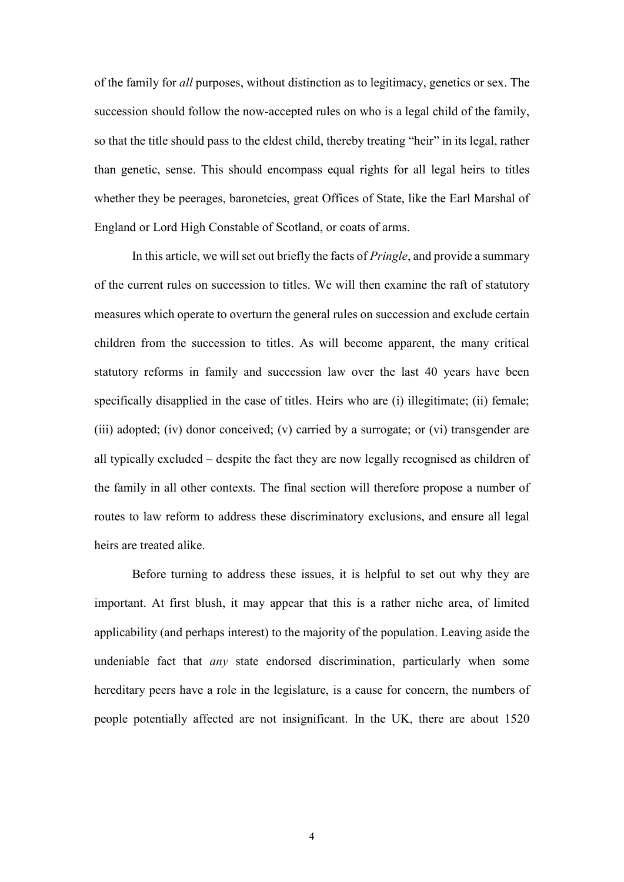of the family for *all* purposes, without distinction as to legitimacy, genetics or sex. The succession should follow the now-accepted rules on who is a legal child of the family, so that the title should pass to the eldest child, thereby treating "heir" in its legal, rather than genetic, sense. This should encompass equal rights for all legal heirs to titles whether they be peerages, baronetcies, great Offices of State, like the Earl Marshal of England or Lord High Constable of Scotland, or coats of arms.

In this article, we will set out briefly the facts of *Pringle*, and provide a summary of the current rules on succession to titles. We will then examine the raft of statutory measures which operate to overturn the general rules on succession and exclude certain children from the succession to titles. As will become apparent, the many critical statutory reforms in family and succession law over the last 40 years have been specifically disapplied in the case of titles. Heirs who are (i) illegitimate; (ii) female; (iii) adopted; (iv) donor conceived; (v) carried by a surrogate; or (vi) transgender are all typically excluded – despite the fact they are now legally recognised as children of the family in all other contexts. The final section will therefore propose a number of routes to law reform to address these discriminatory exclusions, and ensure all legal heirs are treated alike.

Before turning to address these issues, it is helpful to set out why they are important. At first blush, it may appear that this is a rather niche area, of limited applicability (and perhaps interest) to the majority of the population. Leaving aside the undeniable fact that *any* state endorsed discrimination, particularly when some hereditary peers have a role in the legislature, is a cause for concern, the numbers of people potentially affected are not insignificant. In the UK, there are about 1520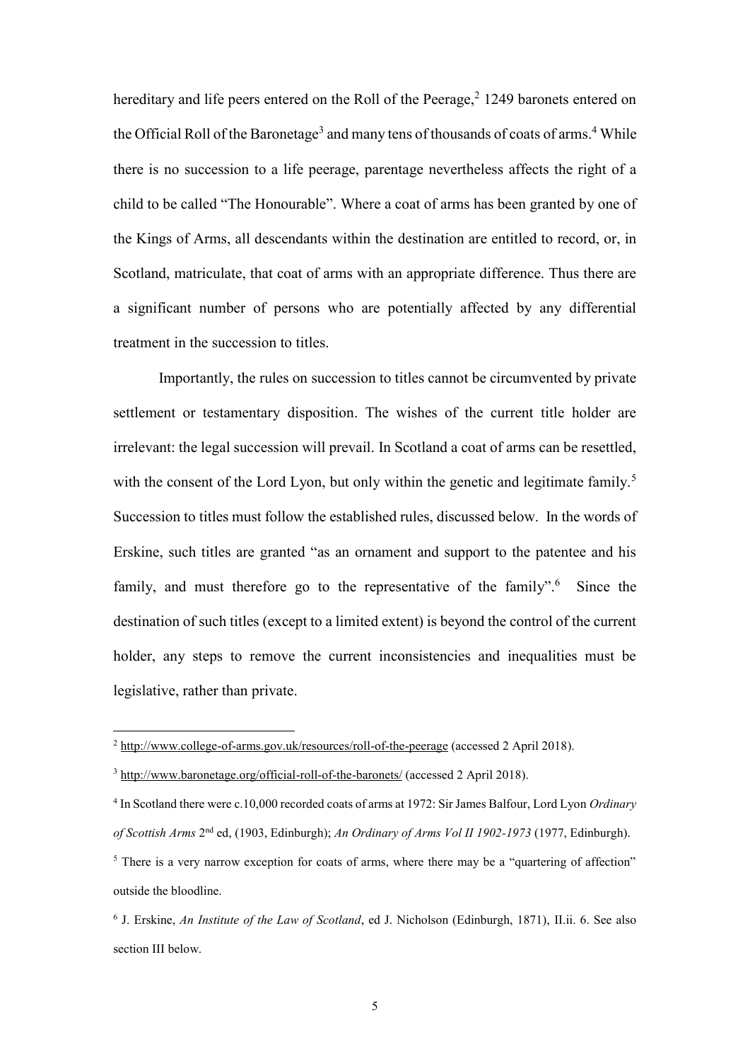hereditary and life peers entered on the Roll of the Peerage,[2] 1249 baronets entered on the Official Roll of the Baronetage[3] and many tens of thousands of coats of arms.[4] While there is no succession to a life peerage, parentage nevertheless affects the right of a child to be called "The Honourable". Where a coat of arms has been granted by one of the Kings of Arms, all descendants within the destination are entitled to record, or, in Scotland, matriculate, that coat of arms with an appropriate difference. Thus there are a significant number of persons who are potentially affected by any differential treatment in the succession to titles.

Importantly, the rules on succession to titles cannot be circumvented by private settlement or testamentary disposition. The wishes of the current title holder are irrelevant: the legal succession will prevail. In Scotland a coat of arms can be resettled, with the consent of the Lord Lyon, but only within the genetic and legitimate family.[5] Succession to titles must follow the established rules, discussed below. In the words of Erskine, such titles are granted "as an ornament and support to the patentee and his family, and must therefore go to the representative of the family".[6] Since the destination of such titles (except to a limited extent) is beyond the control of the current holder, any steps to remove the current inconsistencies and inequalities must be legislative, rather than private.

---

[2] http://www.college-of-arms.gov.uk/resources/roll-of-the-peerage (accessed 2 April 2018).

[3] http://www.baronetage.org/official-roll-of-the-baronets/ (accessed 2 April 2018).

[4] In Scotland there were c.10,000 recorded coats of arms at 1972: Sir James Balfour, Lord Lyon *Ordinary of Scottish Arms* 2nd ed, (1903, Edinburgh); *An Ordinary of Arms Vol II 1902-1973* (1977, Edinburgh).

[5] There is a very narrow exception for coats of arms, where there may be a "quartering of affection" outside the bloodline.

[6] J. Erskine, *An Institute of the Law of Scotland*, ed J. Nicholson (Edinburgh, 1871), II.ii. 6. See also section III below.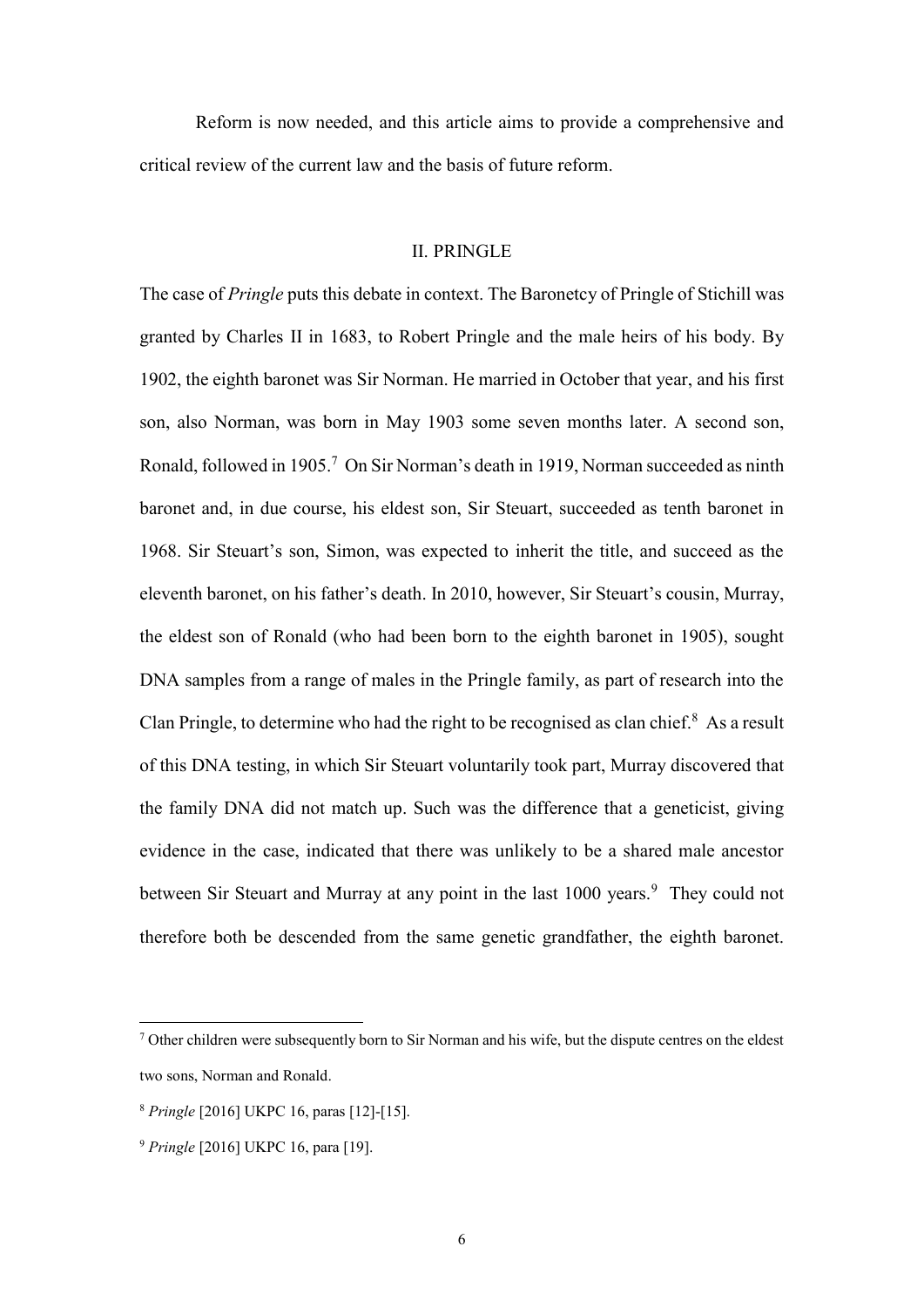Reform is now needed, and this article aims to provide a comprehensive and critical review of the current law and the basis of future reform.

## II. PRINGLE

The case of *Pringle* puts this debate in context. The Baronetcy of Pringle of Stichill was granted by Charles II in 1683, to Robert Pringle and the male heirs of his body. By 1902, the eighth baronet was Sir Norman. He married in October that year, and his first son, also Norman, was born in May 1903 some seven months later. A second son, Ronald, followed in 1905.[7] On Sir Norman's death in 1919, Norman succeeded as ninth baronet and, in due course, his eldest son, Sir Steuart, succeeded as tenth baronet in 1968. Sir Steuart's son, Simon, was expected to inherit the title, and succeed as the eleventh baronet, on his father's death. In 2010, however, Sir Steuart's cousin, Murray, the eldest son of Ronald (who had been born to the eighth baronet in 1905), sought DNA samples from a range of males in the Pringle family, as part of research into the Clan Pringle, to determine who had the right to be recognised as clan chief.[8] As a result of this DNA testing, in which Sir Steuart voluntarily took part, Murray discovered that the family DNA did not match up. Such was the difference that a geneticist, giving evidence in the case, indicated that there was unlikely to be a shared male ancestor between Sir Steuart and Murray at any point in the last 1000 years.[9] They could not therefore both be descended from the same genetic grandfather, the eighth baronet.

---

[7] Other children were subsequently born to Sir Norman and his wife, but the dispute centres on the eldest two sons, Norman and Ronald.

[8] *Pringle* [2016] UKPC 16, paras [12]-[15].

[9] *Pringle* [2016] UKPC 16, para [19].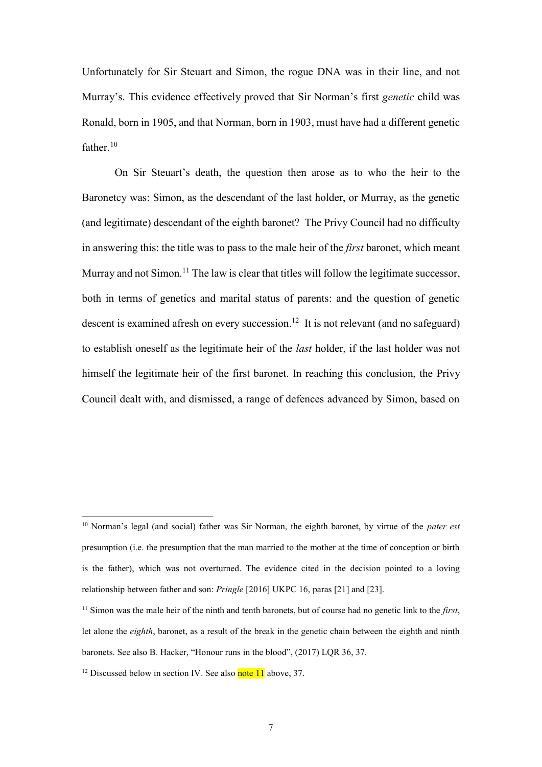Unfortunately for Sir Steuart and Simon, the rogue DNA was in their line, and not Murray's. This evidence effectively proved that Sir Norman's first *genetic* child was Ronald, born in 1905, and that Norman, born in 1903, must have had a different genetic father.[10]

On Sir Steuart's death, the question then arose as to who the heir to the Baronetcy was: Simon, as the descendant of the last holder, or Murray, as the genetic (and legitimate) descendant of the eighth baronet? The Privy Council had no difficulty in answering this: the title was to pass to the male heir of the *first* baronet, which meant Murray and not Simon.[11] The law is clear that titles will follow the legitimate successor, both in terms of genetics and marital status of parents: and the question of genetic descent is examined afresh on every succession.[12] It is not relevant (and no safeguard) to establish oneself as the legitimate heir of the *last* holder, if the last holder was not himself the legitimate heir of the first baronet. In reaching this conclusion, the Privy Council dealt with, and dismissed, a range of defences advanced by Simon, based on

---

[10] Norman's legal (and social) father was Sir Norman, the eighth baronet, by virtue of the *pater est* presumption (i.e. the presumption that the man married to the mother at the time of conception or birth is the father), which was not overturned. The evidence cited in the decision pointed to a loving relationship between father and son: *Pringle* [2016] UKPC 16, paras [21] and [23].

[11] Simon was the male heir of the ninth and tenth baronets, but of course had no genetic link to the *first*, let alone the *eighth*, baronet, as a result of the break in the genetic chain between the eighth and ninth baronets. See also B. Hacker, "Honour runs in the blood", (2017) LQR 36, 37.

[12] Discussed below in section IV. See also note 11 above, 37.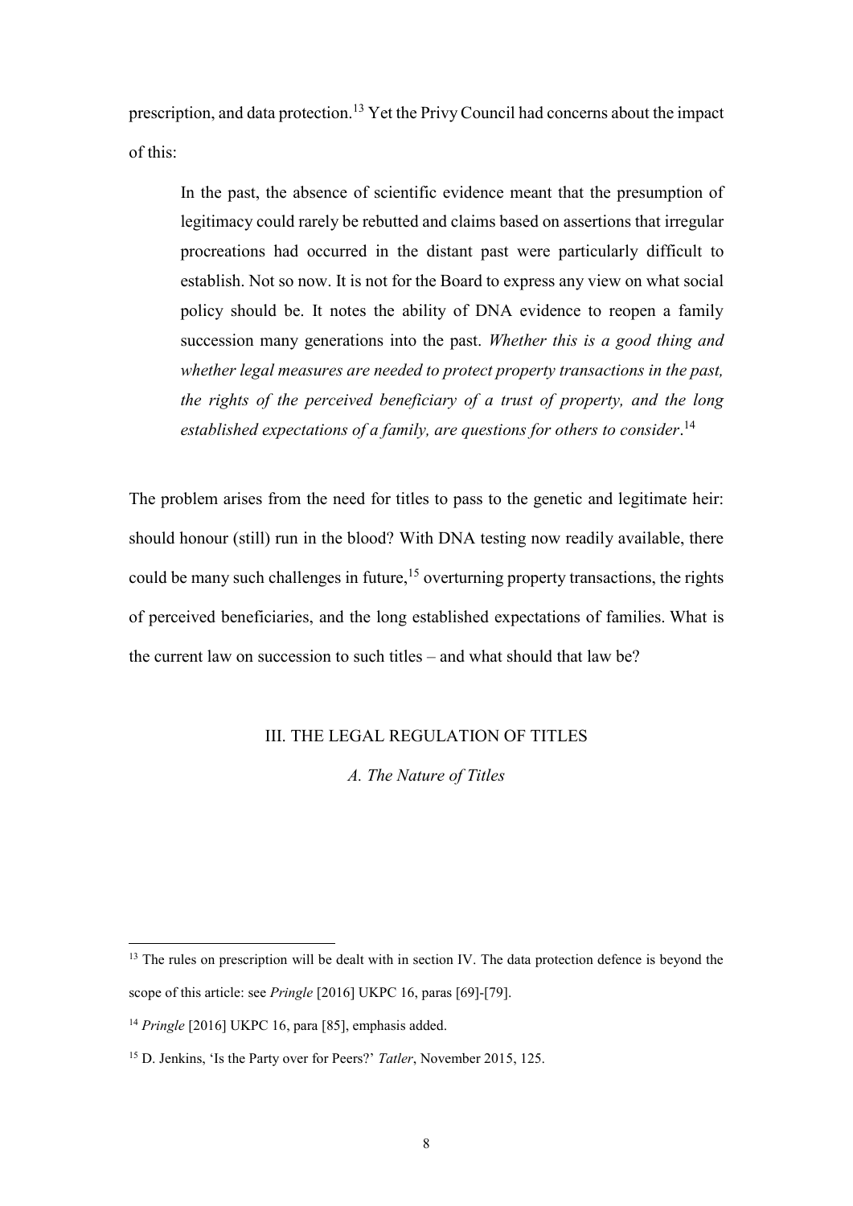prescription, and data protection.[13] Yet the Privy Council had concerns about the impact of this:

> In the past, the absence of scientific evidence meant that the presumption of legitimacy could rarely be rebutted and claims based on assertions that irregular procreations had occurred in the distant past were particularly difficult to establish. Not so now. It is not for the Board to express any view on what social policy should be. It notes the ability of DNA evidence to reopen a family succession many generations into the past. *Whether this is a good thing and whether legal measures are needed to protect property transactions in the past, the rights of the perceived beneficiary of a trust of property, and the long established expectations of a family, are questions for others to consider*.[14]

The problem arises from the need for titles to pass to the genetic and legitimate heir: should honour (still) run in the blood? With DNA testing now readily available, there could be many such challenges in future,[15] overturning property transactions, the rights of perceived beneficiaries, and the long established expectations of families. What is the current law on succession to such titles – and what should that law be?

## III. THE LEGAL REGULATION OF TITLES

### *A. The Nature of Titles*

---

[13] The rules on prescription will be dealt with in section IV. The data protection defence is beyond the scope of this article: see *Pringle* [2016] UKPC 16, paras [69]-[79].

[14] *Pringle* [2016] UKPC 16, para [85], emphasis added.

[15] D. Jenkins, 'Is the Party over for Peers?' *Tatler*, November 2015, 125.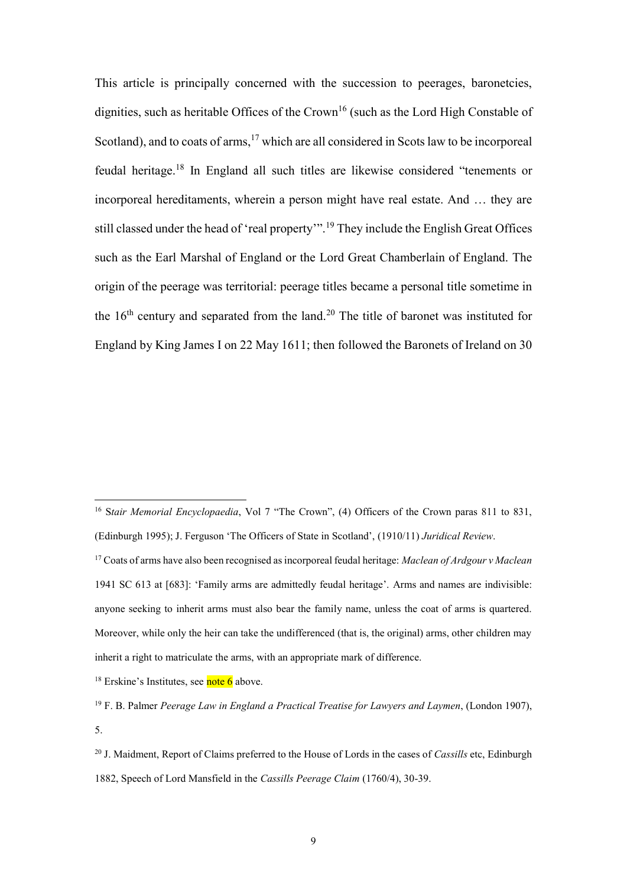This article is principally concerned with the succession to peerages, baronetcies, dignities, such as heritable Offices of the Crown[16] (such as the Lord High Constable of Scotland), and to coats of arms,[17] which are all considered in Scots law to be incorporeal feudal heritage.[18] In England all such titles are likewise considered "tenements or incorporeal hereditaments, wherein a person might have real estate. And … they are still classed under the head of 'real property'".[19] They include the English Great Offices such as the Earl Marshal of England or the Lord Great Chamberlain of England. The origin of the peerage was territorial: peerage titles became a personal title sometime in the 16th century and separated from the land.[20] The title of baronet was instituted for England by King James I on 22 May 1611; then followed the Baronets of Ireland on 30

---

[16] S*tair Memorial Encyclopaedia*, Vol 7 "The Crown", (4) Officers of the Crown paras 811 to 831, (Edinburgh 1995); J. Ferguson 'The Officers of State in Scotland', (1910/11) *Juridical Review*.

[17] Coats of arms have also been recognised as incorporeal feudal heritage: *Maclean of Ardgour v Maclean* 1941 SC 613 at [683]: 'Family arms are admittedly feudal heritage'. Arms and names are indivisible: anyone seeking to inherit arms must also bear the family name, unless the coat of arms is quartered. Moreover, while only the heir can take the undifferenced (that is, the original) arms, other children may inherit a right to matriculate the arms, with an appropriate mark of difference.

[18] Erskine's Institutes, see note 6 above.

[19] F. B. Palmer *Peerage Law in England a Practical Treatise for Lawyers and Laymen*, (London 1907), 5.

[20] J. Maidment, Report of Claims preferred to the House of Lords in the cases of *Cassills* etc, Edinburgh 1882, Speech of Lord Mansfield in the *Cassills Peerage Claim* (1760/4), 30-39.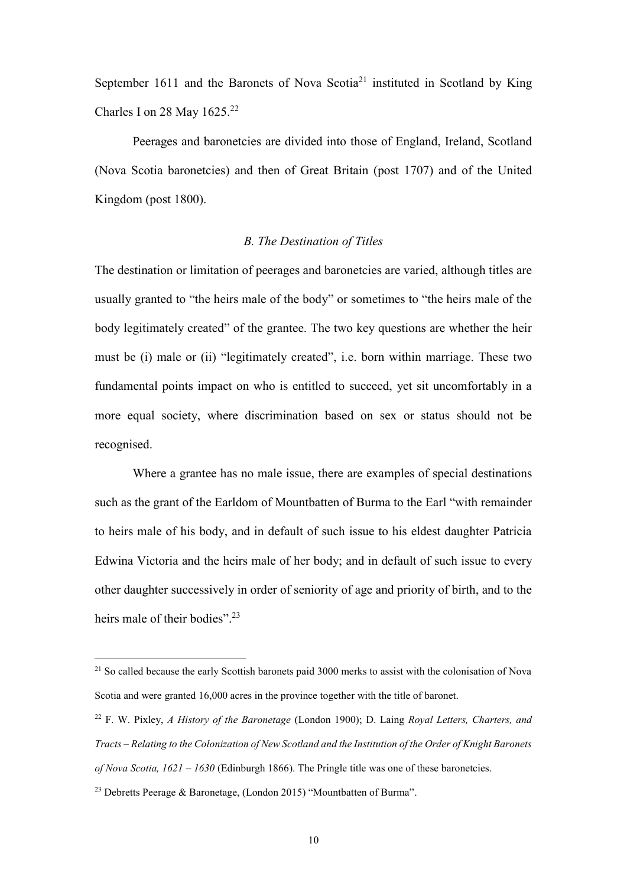September 1611 and the Baronets of Nova Scotia[21] instituted in Scotland by King Charles I on 28 May 1625.[22]

Peerages and baronetcies are divided into those of England, Ireland, Scotland (Nova Scotia baronetcies) and then of Great Britain (post 1707) and of the United Kingdom (post 1800).

### *B. The Destination of Titles*

The destination or limitation of peerages and baronetcies are varied, although titles are usually granted to "the heirs male of the body" or sometimes to "the heirs male of the body legitimately created" of the grantee. The two key questions are whether the heir must be (i) male or (ii) "legitimately created", i.e. born within marriage. These two fundamental points impact on who is entitled to succeed, yet sit uncomfortably in a more equal society, where discrimination based on sex or status should not be recognised.

Where a grantee has no male issue, there are examples of special destinations such as the grant of the Earldom of Mountbatten of Burma to the Earl "with remainder to heirs male of his body, and in default of such issue to his eldest daughter Patricia Edwina Victoria and the heirs male of her body; and in default of such issue to every other daughter successively in order of seniority of age and priority of birth, and to the heirs male of their bodies".[23]

---

[21] So called because the early Scottish baronets paid 3000 merks to assist with the colonisation of Nova Scotia and were granted 16,000 acres in the province together with the title of baronet.

[22] F. W. Pixley, *A History of the Baronetage* (London 1900); D. Laing *Royal Letters, Charters, and Tracts – Relating to the Colonization of New Scotland and the Institution of the Order of Knight Baronets of Nova Scotia, 1621 – 1630* (Edinburgh 1866). The Pringle title was one of these baronetcies.

[23] Debretts Peerage & Baronetage, (London 2015) "Mountbatten of Burma".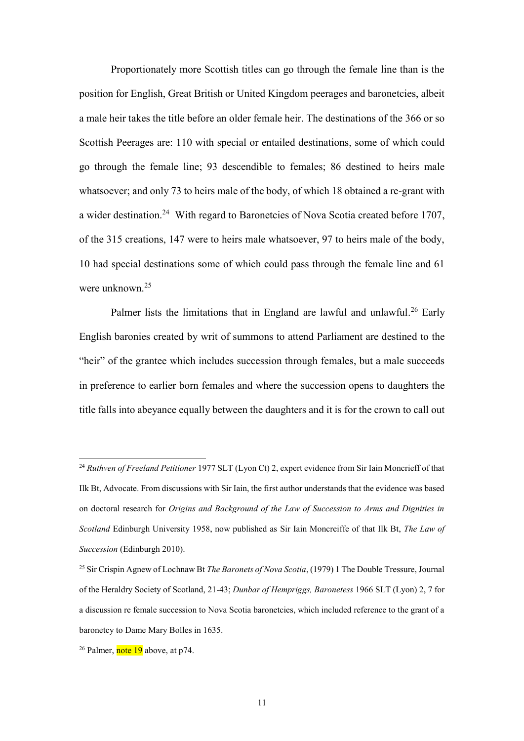Proportionately more Scottish titles can go through the female line than is the position for English, Great British or United Kingdom peerages and baronetcies, albeit a male heir takes the title before an older female heir. The destinations of the 366 or so Scottish Peerages are: 110 with special or entailed destinations, some of which could go through the female line; 93 descendible to females; 86 destined to heirs male whatsoever; and only 73 to heirs male of the body, of which 18 obtained a re-grant with a wider destination.[24] With regard to Baronetcies of Nova Scotia created before 1707, of the 315 creations, 147 were to heirs male whatsoever, 97 to heirs male of the body, 10 had special destinations some of which could pass through the female line and 61 were unknown.[25]

Palmer lists the limitations that in England are lawful and unlawful.[26] Early English baronies created by writ of summons to attend Parliament are destined to the "heir" of the grantee which includes succession through females, but a male succeeds in preference to earlier born females and where the succession opens to daughters the title falls into abeyance equally between the daughters and it is for the crown to call out

---

[24] *Ruthven of Freeland Petitioner* 1977 SLT (Lyon Ct) 2, expert evidence from Sir Iain Moncrieff of that Ilk Bt, Advocate. From discussions with Sir Iain, the first author understands that the evidence was based on doctoral research for *Origins and Background of the Law of Succession to Arms and Dignities in Scotland* Edinburgh University 1958, now published as Sir Iain Moncreiffe of that Ilk Bt, *The Law of Succession* (Edinburgh 2010).

[25] Sir Crispin Agnew of Lochnaw Bt *The Baronets of Nova Scotia*, (1979) 1 The Double Tressure, Journal of the Heraldry Society of Scotland, 21-43; *Dunbar of Hempriggs, Baronetess* 1966 SLT (Lyon) 2, 7 for a discussion re female succession to Nova Scotia baronetcies, which included reference to the grant of a baronetcy to Dame Mary Bolles in 1635.

[26] Palmer, note 19 above, at p74.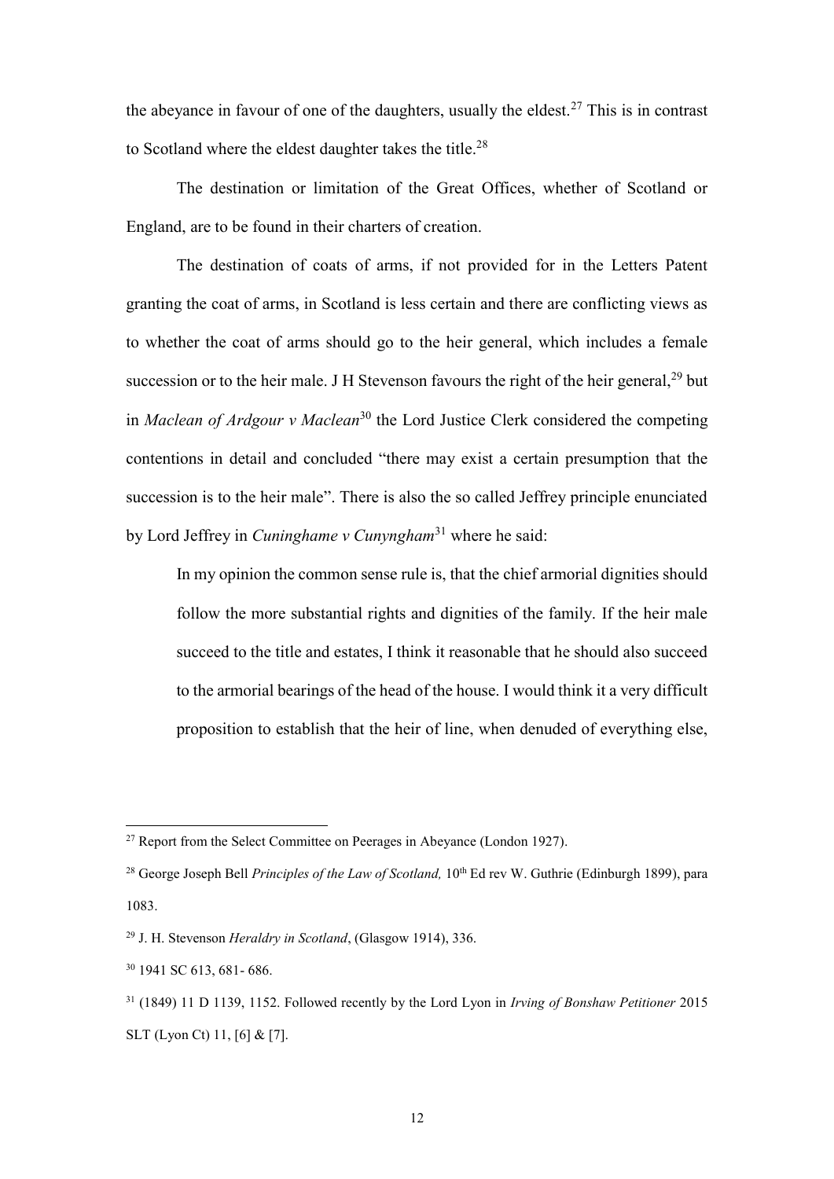the abeyance in favour of one of the daughters, usually the eldest.[27] This is in contrast to Scotland where the eldest daughter takes the title.[28]

The destination or limitation of the Great Offices, whether of Scotland or England, are to be found in their charters of creation.

The destination of coats of arms, if not provided for in the Letters Patent granting the coat of arms, in Scotland is less certain and there are conflicting views as to whether the coat of arms should go to the heir general, which includes a female succession or to the heir male. J H Stevenson favours the right of the heir general,[29] but in *Maclean of Ardgour v Maclean*[30] the Lord Justice Clerk considered the competing contentions in detail and concluded "there may exist a certain presumption that the succession is to the heir male". There is also the so called Jeffrey principle enunciated by Lord Jeffrey in *Cuninghame v Cunyngham*[31] where he said:

> In my opinion the common sense rule is, that the chief armorial dignities should follow the more substantial rights and dignities of the family. If the heir male succeed to the title and estates, I think it reasonable that he should also succeed to the armorial bearings of the head of the house. I would think it a very difficult proposition to establish that the heir of line, when denuded of everything else,

---

[27] Report from the Select Committee on Peerages in Abeyance (London 1927).

[28] George Joseph Bell *Principles of the Law of Scotland,* 10th Ed rev W. Guthrie (Edinburgh 1899), para 1083.

[29] J. H. Stevenson *Heraldry in Scotland*, (Glasgow 1914), 336.

[30] 1941 SC 613, 681- 686.

[31] (1849) 11 D 1139, 1152. Followed recently by the Lord Lyon in *Irving of Bonshaw Petitioner* 2015 SLT (Lyon Ct) 11, [6] & [7].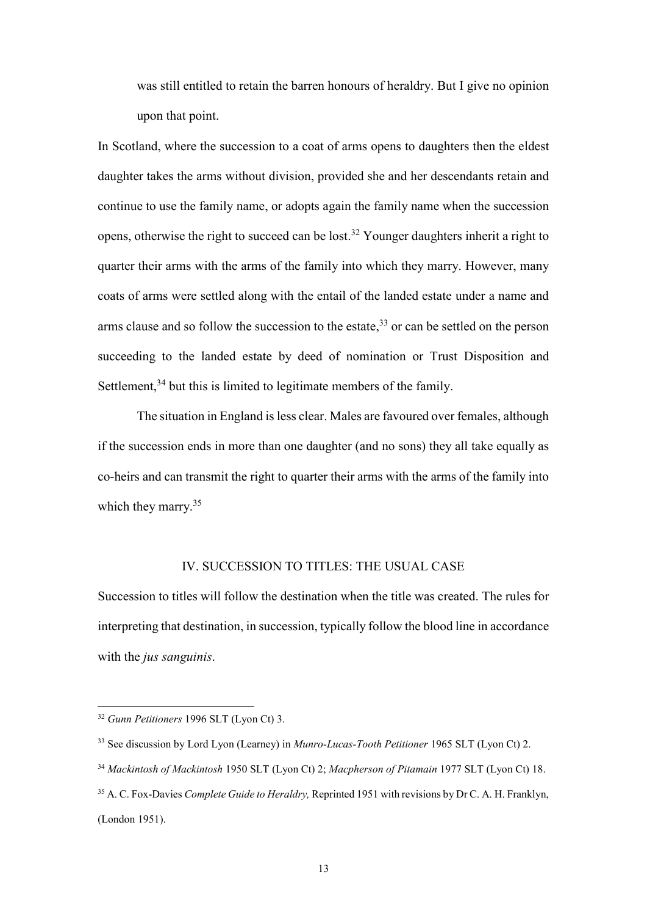> was still entitled to retain the barren honours of heraldry. But I give no opinion upon that point.

In Scotland, where the succession to a coat of arms opens to daughters then the eldest daughter takes the arms without division, provided she and her descendants retain and continue to use the family name, or adopts again the family name when the succession opens, otherwise the right to succeed can be lost.[32] Younger daughters inherit a right to quarter their arms with the arms of the family into which they marry. However, many coats of arms were settled along with the entail of the landed estate under a name and arms clause and so follow the succession to the estate,[33] or can be settled on the person succeeding to the landed estate by deed of nomination or Trust Disposition and Settlement,[34] but this is limited to legitimate members of the family.

The situation in England is less clear. Males are favoured over females, although if the succession ends in more than one daughter (and no sons) they all take equally as co-heirs and can transmit the right to quarter their arms with the arms of the family into which they marry.[35]

## IV. SUCCESSION TO TITLES: THE USUAL CASE

Succession to titles will follow the destination when the title was created. The rules for interpreting that destination, in succession, typically follow the blood line in accordance with the *jus sanguinis*.

---

[32] *Gunn Petitioners* 1996 SLT (Lyon Ct) 3.

[33] See discussion by Lord Lyon (Learney) in *Munro-Lucas-Tooth Petitioner* 1965 SLT (Lyon Ct) 2.

[34] *Mackintosh of Mackintosh* 1950 SLT (Lyon Ct) 2; *Macpherson of Pitamain* 1977 SLT (Lyon Ct) 18.

[35] A. C. Fox-Davies *Complete Guide to Heraldry,* Reprinted 1951 with revisions by Dr C. A. H. Franklyn, (London 1951).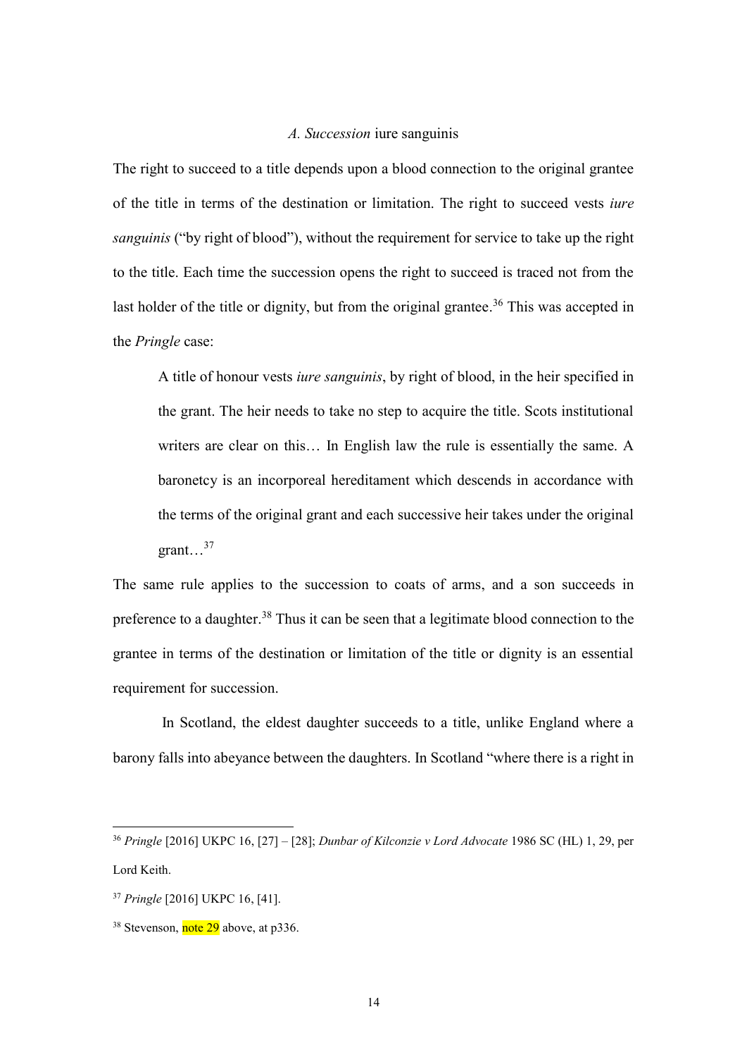### *A. Succession* iure sanguinis

The right to succeed to a title depends upon a blood connection to the original grantee of the title in terms of the destination or limitation. The right to succeed vests *iure sanguinis* ("by right of blood"), without the requirement for service to take up the right to the title. Each time the succession opens the right to succeed is traced not from the last holder of the title or dignity, but from the original grantee.[36] This was accepted in the *Pringle* case:

> A title of honour vests *iure sanguinis*, by right of blood, in the heir specified in the grant. The heir needs to take no step to acquire the title. Scots institutional writers are clear on this… In English law the rule is essentially the same. A baronetcy is an incorporeal hereditament which descends in accordance with the terms of the original grant and each successive heir takes under the original grant…[37]

The same rule applies to the succession to coats of arms, and a son succeeds in preference to a daughter.[38] Thus it can be seen that a legitimate blood connection to the grantee in terms of the destination or limitation of the title or dignity is an essential requirement for succession.

In Scotland, the eldest daughter succeeds to a title, unlike England where a barony falls into abeyance between the daughters. In Scotland "where there is a right in

---

[36] *Pringle* [2016] UKPC 16, [27] – [28]; *Dunbar of Kilconzie v Lord Advocate* 1986 SC (HL) 1, 29, per Lord Keith.

[37] *Pringle* [2016] UKPC 16, [41].

[38] Stevenson, note 29 above, at p336.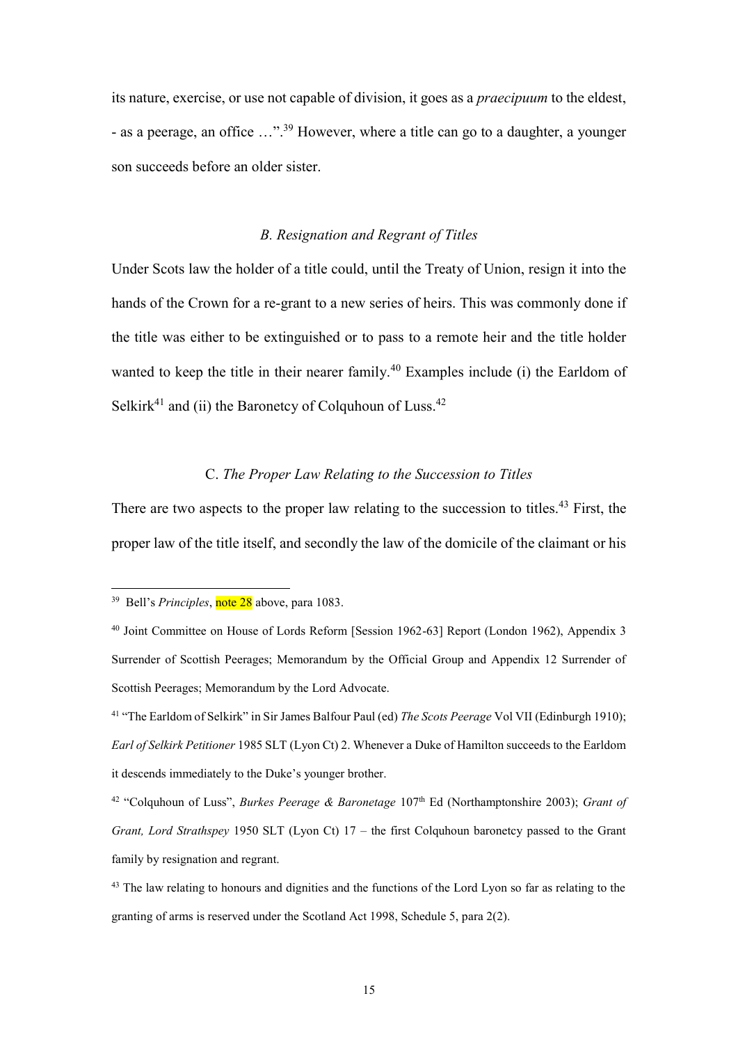its nature, exercise, or use not capable of division, it goes as a *praecipuum* to the eldest, - as a peerage, an office …".[39] However, where a title can go to a daughter, a younger son succeeds before an older sister.

### *B. Resignation and Regrant of Titles*

Under Scots law the holder of a title could, until the Treaty of Union, resign it into the hands of the Crown for a re-grant to a new series of heirs. This was commonly done if the title was either to be extinguished or to pass to a remote heir and the title holder wanted to keep the title in their nearer family.[40] Examples include (i) the Earldom of Selkirk[41] and (ii) the Baronetcy of Colquhoun of Luss.[42]

### C. *The Proper Law Relating to the Succession to Titles*

There are two aspects to the proper law relating to the succession to titles.[43] First, the proper law of the title itself, and secondly the law of the domicile of the claimant or his

---

[39] Bell's *Principles*, note 28 above, para 1083.

[40] Joint Committee on House of Lords Reform [Session 1962-63] Report (London 1962), Appendix 3 Surrender of Scottish Peerages; Memorandum by the Official Group and Appendix 12 Surrender of Scottish Peerages; Memorandum by the Lord Advocate.

[41] "The Earldom of Selkirk" in Sir James Balfour Paul (ed) *The Scots Peerage* Vol VII (Edinburgh 1910); *Earl of Selkirk Petitioner* 1985 SLT (Lyon Ct) 2. Whenever a Duke of Hamilton succeeds to the Earldom it descends immediately to the Duke's younger brother.

[42] "Colquhoun of Luss", *Burkes Peerage & Baronetage* 107th Ed (Northamptonshire 2003); *Grant of Grant, Lord Strathspey* 1950 SLT (Lyon Ct) 17 – the first Colquhoun baronetcy passed to the Grant family by resignation and regrant.

[43] The law relating to honours and dignities and the functions of the Lord Lyon so far as relating to the granting of arms is reserved under the Scotland Act 1998, Schedule 5, para 2(2).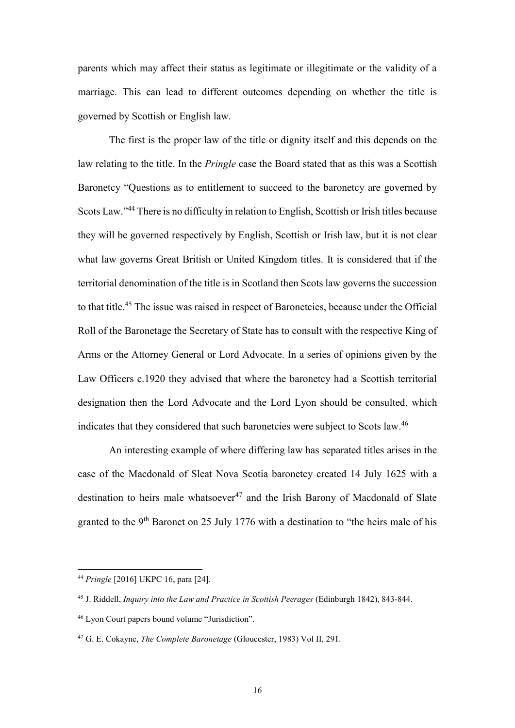parents which may affect their status as legitimate or illegitimate or the validity of a marriage. This can lead to different outcomes depending on whether the title is governed by Scottish or English law.

The first is the proper law of the title or dignity itself and this depends on the law relating to the title. In the *Pringle* case the Board stated that as this was a Scottish Baronetcy "Questions as to entitlement to succeed to the baronetcy are governed by Scots Law."[44] There is no difficulty in relation to English, Scottish or Irish titles because they will be governed respectively by English, Scottish or Irish law, but it is not clear what law governs Great British or United Kingdom titles. It is considered that if the territorial denomination of the title is in Scotland then Scots law governs the succession to that title.[45] The issue was raised in respect of Baronetcies, because under the Official Roll of the Baronetage the Secretary of State has to consult with the respective King of Arms or the Attorney General or Lord Advocate. In a series of opinions given by the Law Officers c.1920 they advised that where the baronetcy had a Scottish territorial designation then the Lord Advocate and the Lord Lyon should be consulted, which indicates that they considered that such baronetcies were subject to Scots law.[46]

An interesting example of where differing law has separated titles arises in the case of the Macdonald of Sleat Nova Scotia baronetcy created 14 July 1625 with a destination to heirs male whatsoever[47] and the Irish Barony of Macdonald of Slate granted to the 9th Baronet on 25 July 1776 with a destination to "the heirs male of his

---

[44] *Pringle* [2016] UKPC 16, para [24].

[45] J. Riddell, *Inquiry into the Law and Practice in Scottish Peerages* (Edinburgh 1842), 843-844.

[46] Lyon Court papers bound volume "Jurisdiction".

[47] G. E. Cokayne, *The Complete Baronetage* (Gloucester, 1983) Vol II, 291.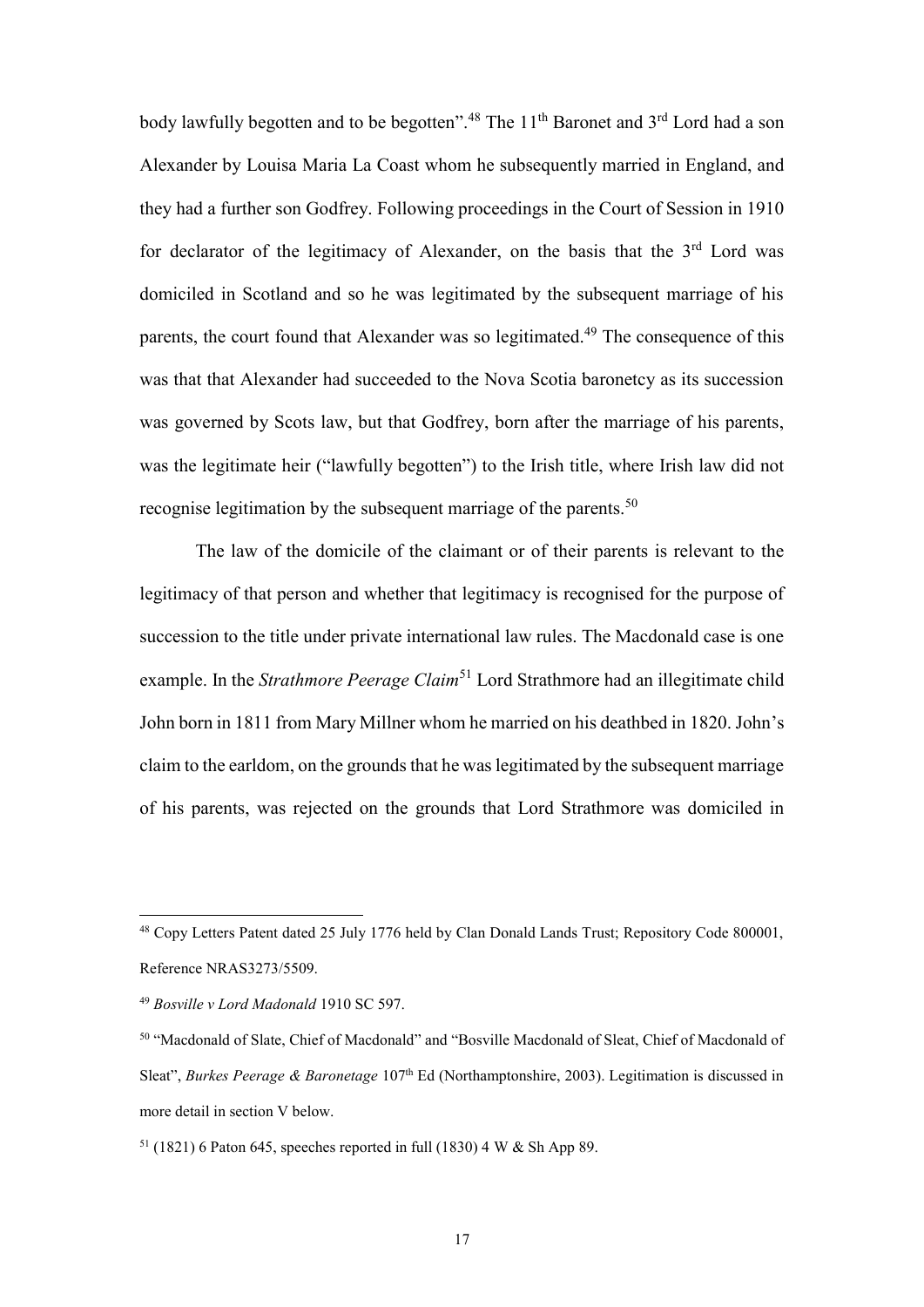body lawfully begotten and to be begotten".[48] The 11th Baronet and 3rd Lord had a son Alexander by Louisa Maria La Coast whom he subsequently married in England, and they had a further son Godfrey. Following proceedings in the Court of Session in 1910 for declarator of the legitimacy of Alexander, on the basis that the 3rd Lord was domiciled in Scotland and so he was legitimated by the subsequent marriage of his parents, the court found that Alexander was so legitimated.[49] The consequence of this was that that Alexander had succeeded to the Nova Scotia baronetcy as its succession was governed by Scots law, but that Godfrey, born after the marriage of his parents, was the legitimate heir ("lawfully begotten") to the Irish title, where Irish law did not recognise legitimation by the subsequent marriage of the parents.[50]

The law of the domicile of the claimant or of their parents is relevant to the legitimacy of that person and whether that legitimacy is recognised for the purpose of succession to the title under private international law rules. The Macdonald case is one example. In the *Strathmore Peerage Claim*[51] Lord Strathmore had an illegitimate child John born in 1811 from Mary Millner whom he married on his deathbed in 1820. John's claim to the earldom, on the grounds that he was legitimated by the subsequent marriage of his parents, was rejected on the grounds that Lord Strathmore was domiciled in

---

[48] Copy Letters Patent dated 25 July 1776 held by Clan Donald Lands Trust; Repository Code 800001, Reference NRAS3273/5509.

[49] *Bosville v Lord Madonald* 1910 SC 597.

[50] "Macdonald of Slate, Chief of Macdonald" and "Bosville Macdonald of Sleat, Chief of Macdonald of Sleat", *Burkes Peerage & Baronetage* 107th Ed (Northamptonshire, 2003). Legitimation is discussed in more detail in section V below.

[51] (1821) 6 Paton 645, speeches reported in full (1830) 4 W & Sh App 89.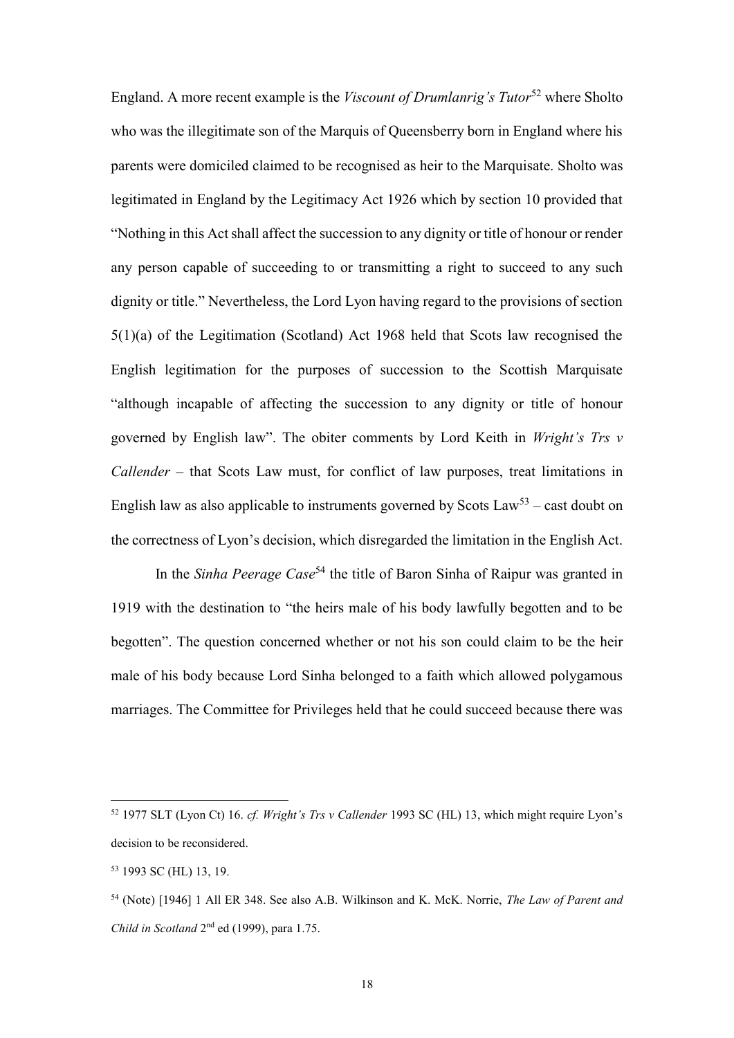England. A more recent example is the *Viscount of Drumlanrig's Tutor*[52] where Sholto who was the illegitimate son of the Marquis of Queensberry born in England where his parents were domiciled claimed to be recognised as heir to the Marquisate. Sholto was legitimated in England by the Legitimacy Act 1926 which by section 10 provided that "Nothing in this Act shall affect the succession to any dignity or title of honour or render any person capable of succeeding to or transmitting a right to succeed to any such dignity or title." Nevertheless, the Lord Lyon having regard to the provisions of section 5(1)(a) of the Legitimation (Scotland) Act 1968 held that Scots law recognised the English legitimation for the purposes of succession to the Scottish Marquisate "although incapable of affecting the succession to any dignity or title of honour governed by English law". The obiter comments by Lord Keith in *Wright's Trs v Callender* – that Scots Law must, for conflict of law purposes, treat limitations in English law as also applicable to instruments governed by Scots Law[53] – cast doubt on the correctness of Lyon's decision, which disregarded the limitation in the English Act.

In the *Sinha Peerage Case*[54] the title of Baron Sinha of Raipur was granted in 1919 with the destination to "the heirs male of his body lawfully begotten and to be begotten". The question concerned whether or not his son could claim to be the heir male of his body because Lord Sinha belonged to a faith which allowed polygamous marriages. The Committee for Privileges held that he could succeed because there was

---

[52] 1977 SLT (Lyon Ct) 16. *cf. Wright's Trs v Callender* 1993 SC (HL) 13, which might require Lyon's decision to be reconsidered.

[53] 1993 SC (HL) 13, 19.

[54] (Note) [1946] 1 All ER 348. See also A.B. Wilkinson and K. McK. Norrie, *The Law of Parent and Child in Scotland* 2nd ed (1999), para 1.75.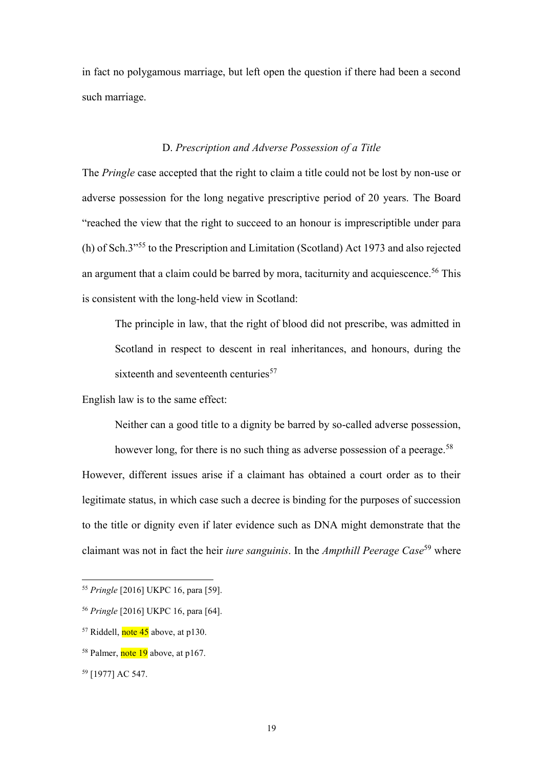in fact no polygamous marriage, but left open the question if there had been a second such marriage.

### D. *Prescription and Adverse Possession of a Title*

The *Pringle* case accepted that the right to claim a title could not be lost by non-use or adverse possession for the long negative prescriptive period of 20 years. The Board "reached the view that the right to succeed to an honour is imprescriptible under para (h) of Sch.3"[55] to the Prescription and Limitation (Scotland) Act 1973 and also rejected an argument that a claim could be barred by mora, taciturnity and acquiescence.[56] This is consistent with the long-held view in Scotland:

> The principle in law, that the right of blood did not prescribe, was admitted in Scotland in respect to descent in real inheritances, and honours, during the sixteenth and seventeenth centuries[57]

English law is to the same effect:

> Neither can a good title to a dignity be barred by so-called adverse possession, however long, for there is no such thing as adverse possession of a peerage.[58]

However, different issues arise if a claimant has obtained a court order as to their legitimate status, in which case such a decree is binding for the purposes of succession to the title or dignity even if later evidence such as DNA might demonstrate that the claimant was not in fact the heir *iure sanguinis*. In the *Ampthill Peerage Case*[59] where

---

[55] *Pringle* [2016] UKPC 16, para [59].

[56] *Pringle* [2016] UKPC 16, para [64].

[57] Riddell, note 45 above, at p130.

[58] Palmer, note 19 above, at p167.

[59] [1977] AC 547.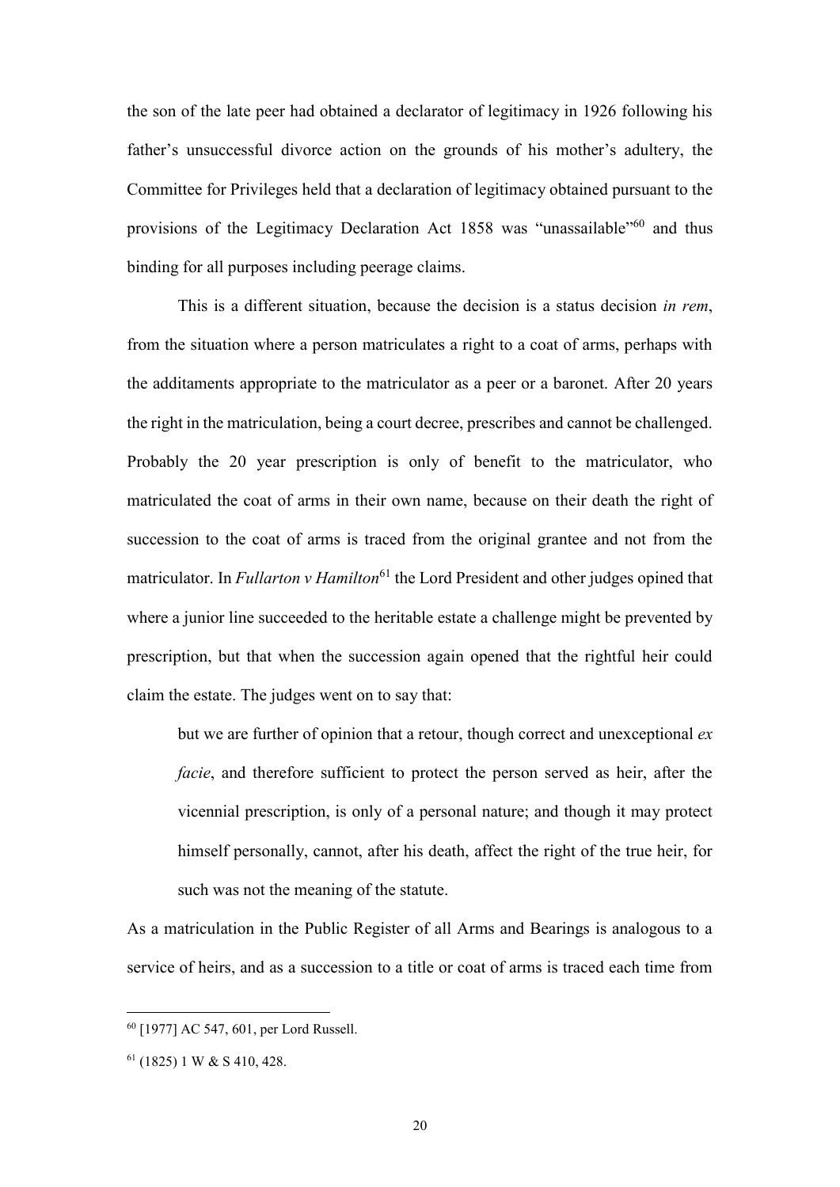the son of the late peer had obtained a declarator of legitimacy in 1926 following his father's unsuccessful divorce action on the grounds of his mother's adultery, the Committee for Privileges held that a declaration of legitimacy obtained pursuant to the provisions of the Legitimacy Declaration Act 1858 was "unassailable"[60] and thus binding for all purposes including peerage claims.

This is a different situation, because the decision is a status decision *in rem*, from the situation where a person matriculates a right to a coat of arms, perhaps with the additaments appropriate to the matriculator as a peer or a baronet. After 20 years the right in the matriculation, being a court decree, prescribes and cannot be challenged. Probably the 20 year prescription is only of benefit to the matriculator, who matriculated the coat of arms in their own name, because on their death the right of succession to the coat of arms is traced from the original grantee and not from the matriculator. In *Fullarton v Hamilton*[61] the Lord President and other judges opined that where a junior line succeeded to the heritable estate a challenge might be prevented by prescription, but that when the succession again opened that the rightful heir could claim the estate. The judges went on to say that:

> but we are further of opinion that a retour, though correct and unexceptional *ex facie*, and therefore sufficient to protect the person served as heir, after the vicennial prescription, is only of a personal nature; and though it may protect himself personally, cannot, after his death, affect the right of the true heir, for such was not the meaning of the statute.

As a matriculation in the Public Register of all Arms and Bearings is analogous to a service of heirs, and as a succession to a title or coat of arms is traced each time from

---

[60] [1977] AC 547, 601, per Lord Russell.

[61] (1825) 1 W & S 410, 428.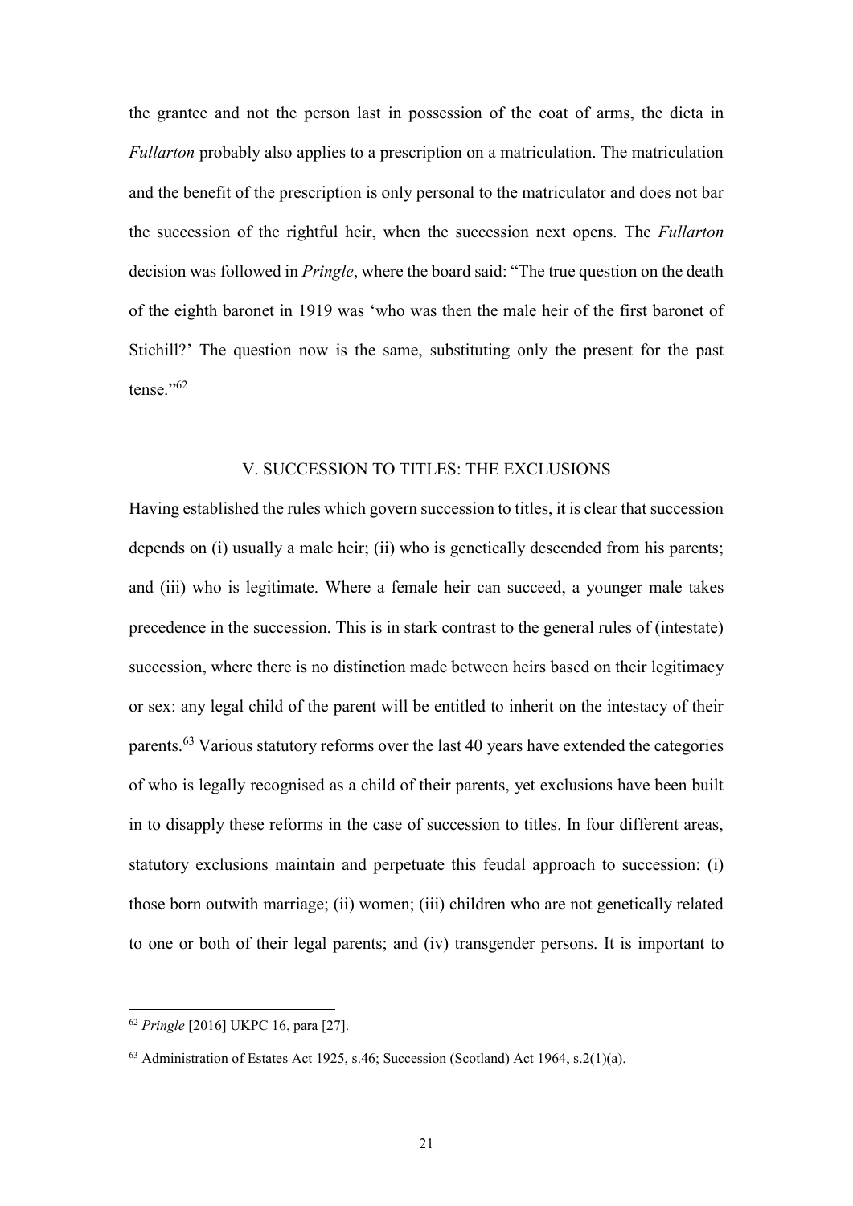the grantee and not the person last in possession of the coat of arms, the dicta in *Fullarton* probably also applies to a prescription on a matriculation. The matriculation and the benefit of the prescription is only personal to the matriculator and does not bar the succession of the rightful heir, when the succession next opens. The *Fullarton* decision was followed in *Pringle*, where the board said: "The true question on the death of the eighth baronet in 1919 was 'who was then the male heir of the first baronet of Stichill?' The question now is the same, substituting only the present for the past tense."[62]

## V. SUCCESSION TO TITLES: THE EXCLUSIONS

Having established the rules which govern succession to titles, it is clear that succession depends on (i) usually a male heir; (ii) who is genetically descended from his parents; and (iii) who is legitimate. Where a female heir can succeed, a younger male takes precedence in the succession. This is in stark contrast to the general rules of (intestate) succession, where there is no distinction made between heirs based on their legitimacy or sex: any legal child of the parent will be entitled to inherit on the intestacy of their parents.[63] Various statutory reforms over the last 40 years have extended the categories of who is legally recognised as a child of their parents, yet exclusions have been built in to disapply these reforms in the case of succession to titles. In four different areas, statutory exclusions maintain and perpetuate this feudal approach to succession: (i) those born outwith marriage; (ii) women; (iii) children who are not genetically related to one or both of their legal parents; and (iv) transgender persons. It is important to

---

[62] *Pringle* [2016] UKPC 16, para [27].

[63] Administration of Estates Act 1925, s.46; Succession (Scotland) Act 1964, s.2(1)(a).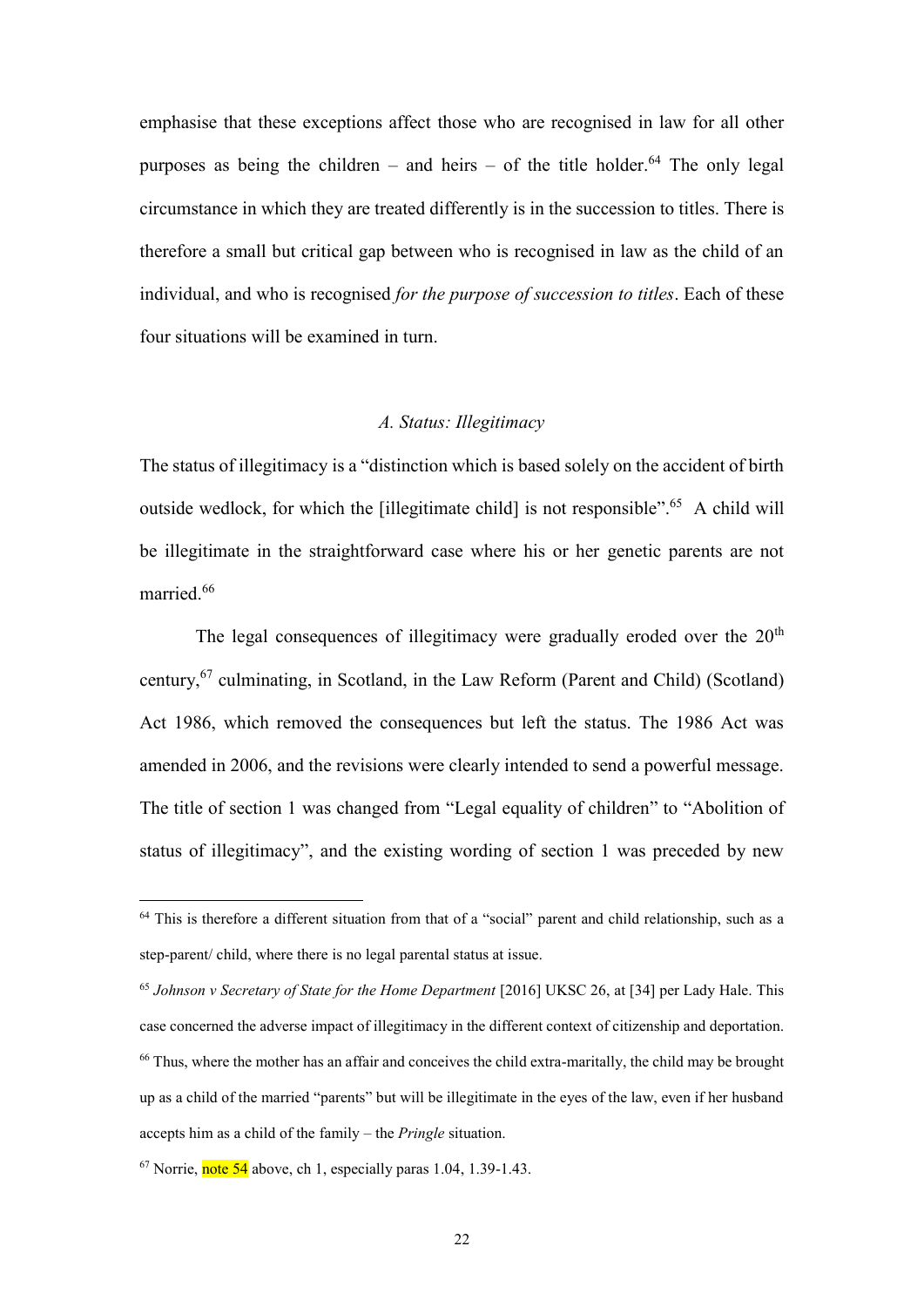emphasise that these exceptions affect those who are recognised in law for all other purposes as being the children – and heirs – of the title holder.[64] The only legal circumstance in which they are treated differently is in the succession to titles. There is therefore a small but critical gap between who is recognised in law as the child of an individual, and who is recognised *for the purpose of succession to titles*. Each of these four situations will be examined in turn.

### *A. Status: Illegitimacy*

The status of illegitimacy is a "distinction which is based solely on the accident of birth outside wedlock, for which the [illegitimate child] is not responsible".[65] A child will be illegitimate in the straightforward case where his or her genetic parents are not married.[66]

The legal consequences of illegitimacy were gradually eroded over the 20th century,[67] culminating, in Scotland, in the Law Reform (Parent and Child) (Scotland) Act 1986, which removed the consequences but left the status. The 1986 Act was amended in 2006, and the revisions were clearly intended to send a powerful message. The title of section 1 was changed from "Legal equality of children" to "Abolition of status of illegitimacy", and the existing wording of section 1 was preceded by new

---

[64] This is therefore a different situation from that of a "social" parent and child relationship, such as a step-parent/ child, where there is no legal parental status at issue.

[65] *Johnson v Secretary of State for the Home Department* [2016] UKSC 26, at [34] per Lady Hale. This case concerned the adverse impact of illegitimacy in the different context of citizenship and deportation.

[66] Thus, where the mother has an affair and conceives the child extra-maritally, the child may be brought up as a child of the married "parents" but will be illegitimate in the eyes of the law, even if her husband accepts him as a child of the family – the *Pringle* situation.

[67] Norrie, note 54 above, ch 1, especially paras 1.04, 1.39-1.43.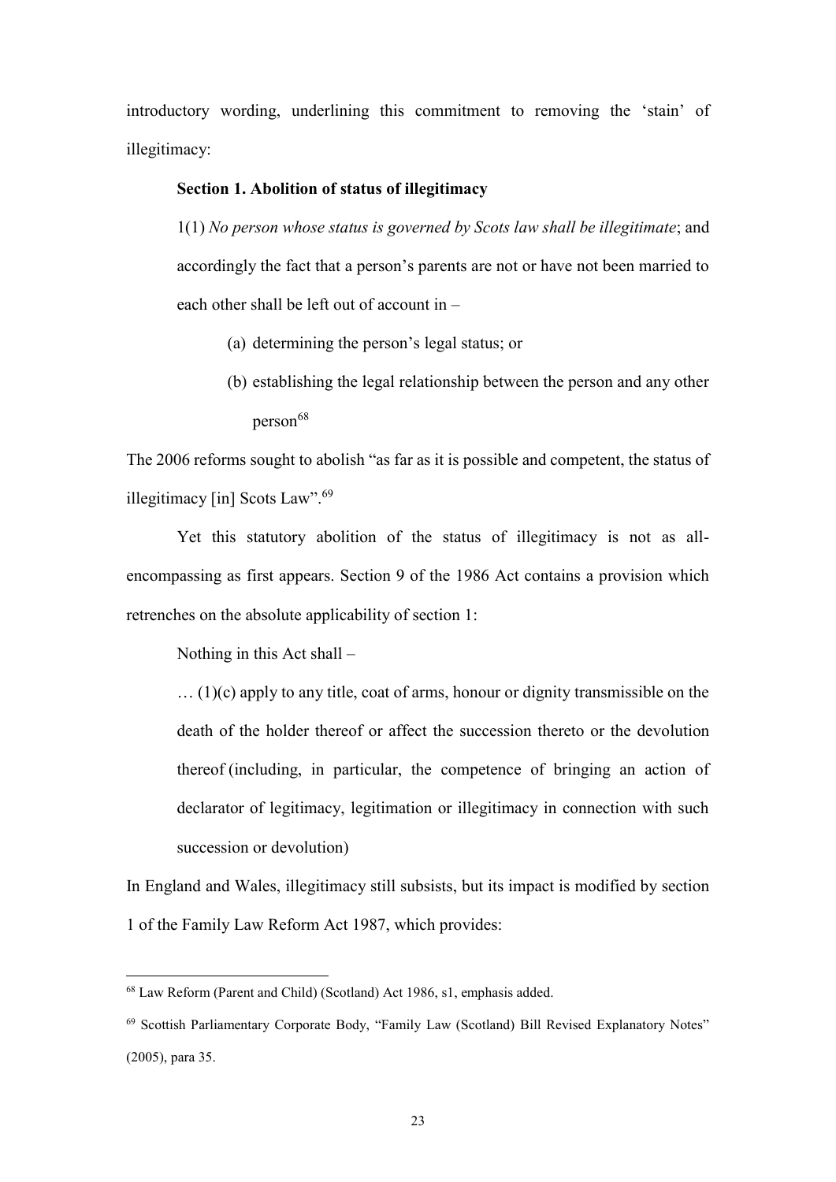introductory wording, underlining this commitment to removing the 'stain' of illegitimacy:

> **Section 1. Abolition of status of illegitimacy**
>
> 1(1) *No person whose status is governed by Scots law shall be illegitimate*; and accordingly the fact that a person's parents are not or have not been married to each other shall be left out of account in –
>
> (a) determining the person's legal status; or
>
> (b) establishing the legal relationship between the person and any other person[68]

The 2006 reforms sought to abolish "as far as it is possible and competent, the status of illegitimacy [in] Scots Law".[69]

Yet this statutory abolition of the status of illegitimacy is not as all-encompassing as first appears. Section 9 of the 1986 Act contains a provision which retrenches on the absolute applicability of section 1:

> Nothing in this Act shall –
>
> … (1)(c) apply to any title, coat of arms, honour or dignity transmissible on the death of the holder thereof or affect the succession thereto or the devolution thereof (including, in particular, the competence of bringing an action of declarator of legitimacy, legitimation or illegitimacy in connection with such succession or devolution)

In England and Wales, illegitimacy still subsists, but its impact is modified by section 1 of the Family Law Reform Act 1987, which provides:

---

[68] Law Reform (Parent and Child) (Scotland) Act 1986, s1, emphasis added.

[69] Scottish Parliamentary Corporate Body, "Family Law (Scotland) Bill Revised Explanatory Notes" (2005), para 35.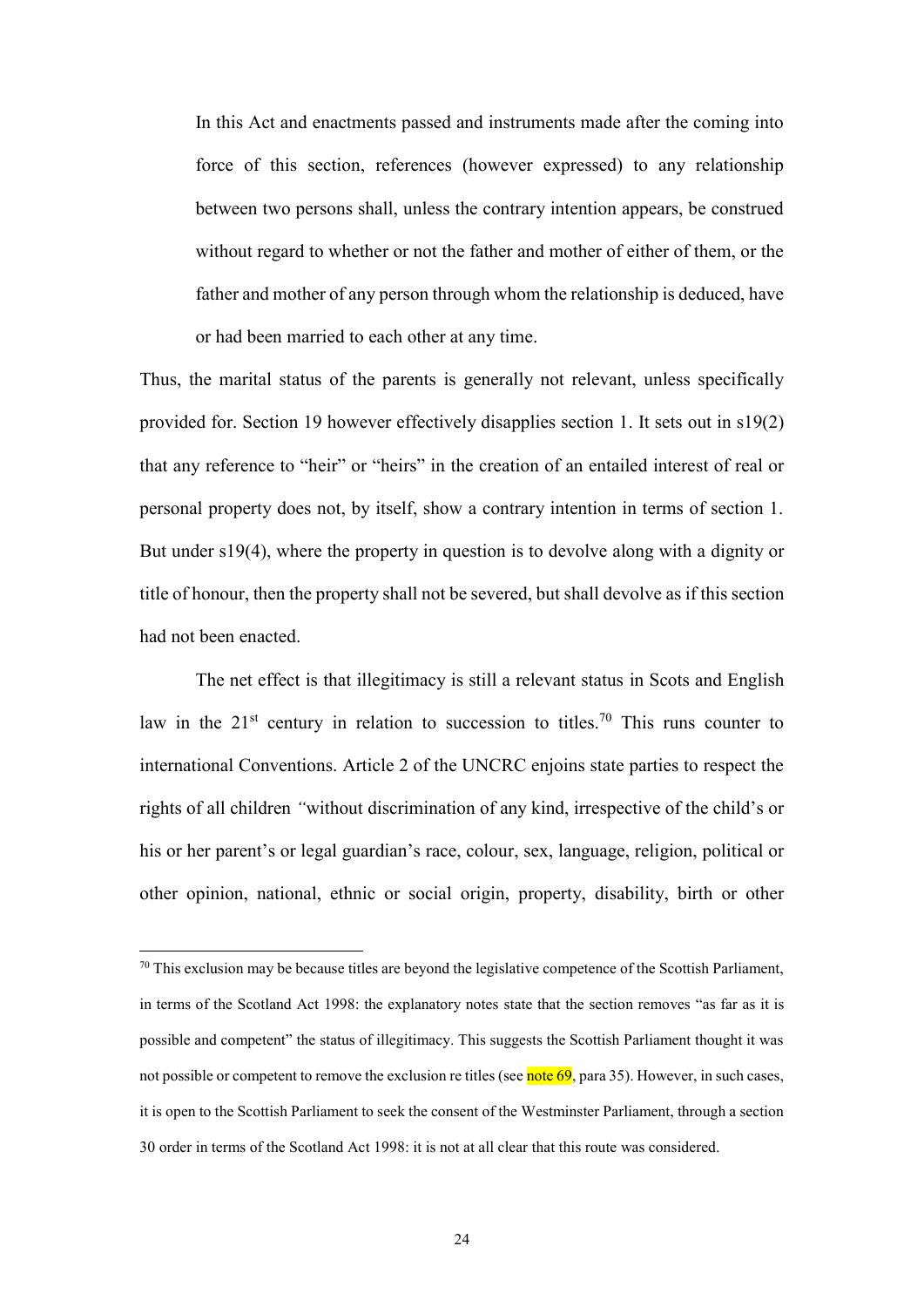> In this Act and enactments passed and instruments made after the coming into force of this section, references (however expressed) to any relationship between two persons shall, unless the contrary intention appears, be construed without regard to whether or not the father and mother of either of them, or the father and mother of any person through whom the relationship is deduced, have or had been married to each other at any time.

Thus, the marital status of the parents is generally not relevant, unless specifically provided for. Section 19 however effectively disapplies section 1. It sets out in s19(2) that any reference to "heir" or "heirs" in the creation of an entailed interest of real or personal property does not, by itself, show a contrary intention in terms of section 1. But under s19(4), where the property in question is to devolve along with a dignity or title of honour, then the property shall not be severed, but shall devolve as if this section had not been enacted.

The net effect is that illegitimacy is still a relevant status in Scots and English law in the 21st century in relation to succession to titles.[70] This runs counter to international Conventions. Article 2 of the UNCRC enjoins state parties to respect the rights of all children "without discrimination of any kind, irrespective of the child's or his or her parent's or legal guardian's race, colour, sex, language, religion, political or other opinion, national, ethnic or social origin, property, disability, birth or other

---

[70] This exclusion may be because titles are beyond the legislative competence of the Scottish Parliament, in terms of the Scotland Act 1998: the explanatory notes state that the section removes "as far as it is possible and competent" the status of illegitimacy. This suggests the Scottish Parliament thought it was not possible or competent to remove the exclusion re titles (see note 69, para 35). However, in such cases, it is open to the Scottish Parliament to seek the consent of the Westminster Parliament, through a section 30 order in terms of the Scotland Act 1998: it is not at all clear that this route was considered.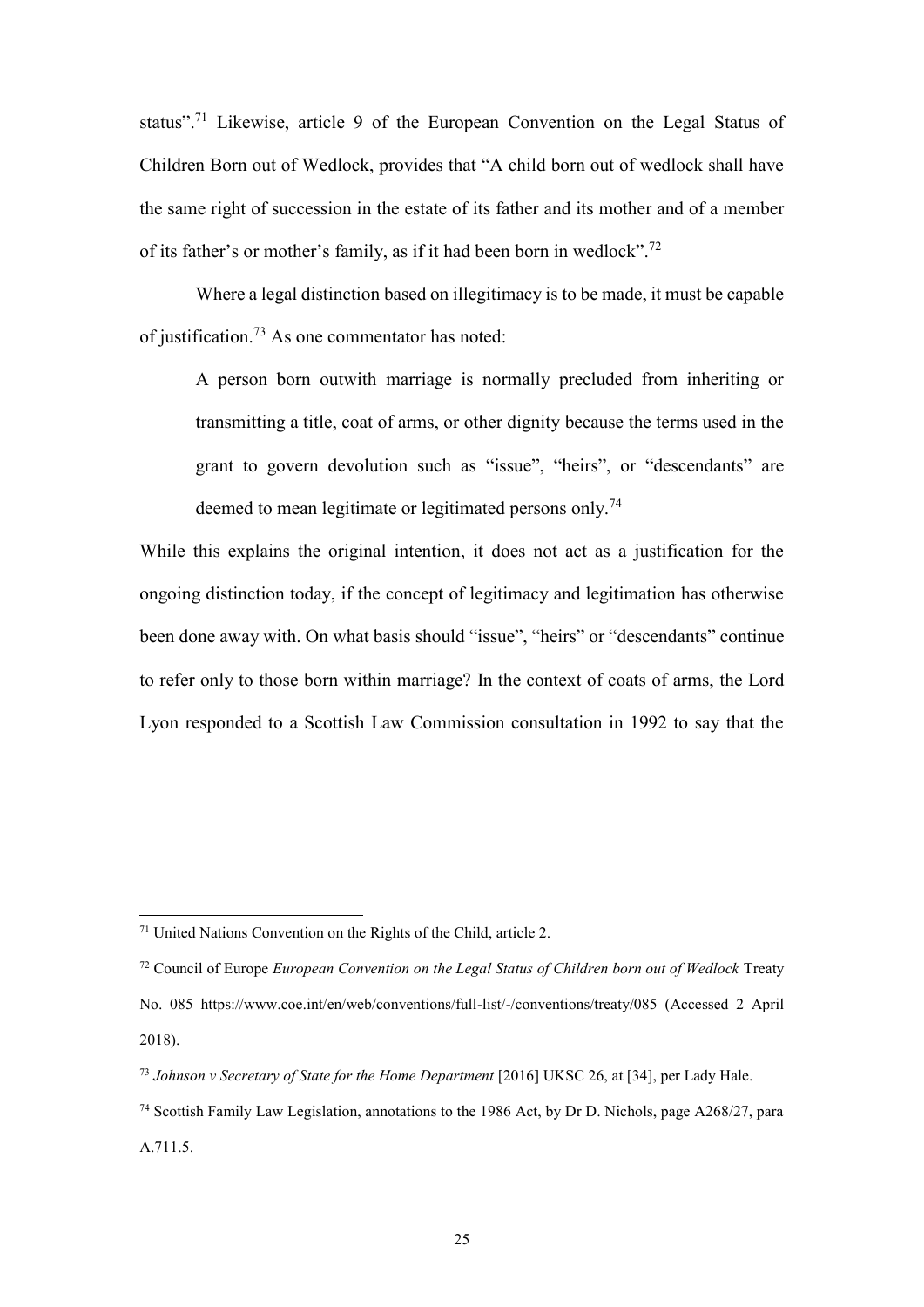status".[71] Likewise, article 9 of the European Convention on the Legal Status of Children Born out of Wedlock, provides that "A child born out of wedlock shall have the same right of succession in the estate of its father and its mother and of a member of its father's or mother's family, as if it had been born in wedlock".[72]

Where a legal distinction based on illegitimacy is to be made, it must be capable of justification.[73] As one commentator has noted:

> A person born outwith marriage is normally precluded from inheriting or transmitting a title, coat of arms, or other dignity because the terms used in the grant to govern devolution such as "issue", "heirs", or "descendants" are deemed to mean legitimate or legitimated persons only.[74]

While this explains the original intention, it does not act as a justification for the ongoing distinction today, if the concept of legitimacy and legitimation has otherwise been done away with. On what basis should "issue", "heirs" or "descendants" continue to refer only to those born within marriage? In the context of coats of arms, the Lord Lyon responded to a Scottish Law Commission consultation in 1992 to say that the

---

[71] United Nations Convention on the Rights of the Child, article 2.

[72] Council of Europe *European Convention on the Legal Status of Children born out of Wedlock* Treaty No. 085 https://www.coe.int/en/web/conventions/full-list/-/conventions/treaty/085 (Accessed 2 April 2018).

[73] *Johnson v Secretary of State for the Home Department* [2016] UKSC 26, at [34], per Lady Hale.

[74] Scottish Family Law Legislation, annotations to the 1986 Act, by Dr D. Nichols, page A268/27, para A.711.5.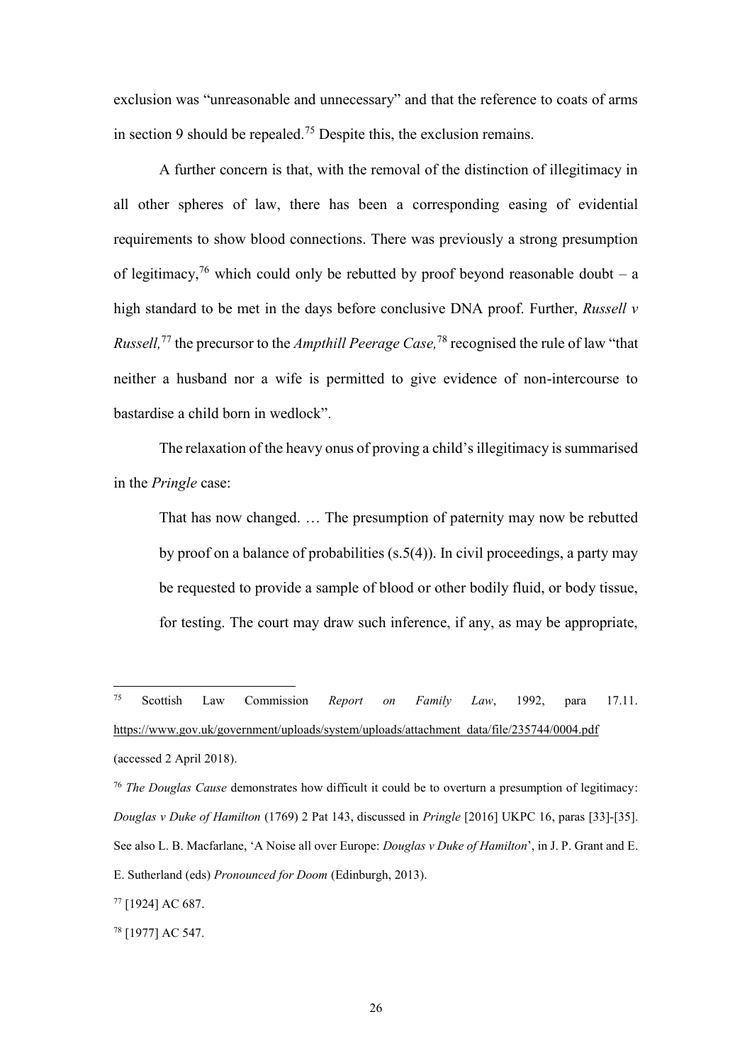exclusion was "unreasonable and unnecessary" and that the reference to coats of arms in section 9 should be repealed.[75] Despite this, the exclusion remains.

A further concern is that, with the removal of the distinction of illegitimacy in all other spheres of law, there has been a corresponding easing of evidential requirements to show blood connections. There was previously a strong presumption of legitimacy,[76] which could only be rebutted by proof beyond reasonable doubt – a high standard to be met in the days before conclusive DNA proof. Further, *Russell v Russell,*[77] the precursor to the *Ampthill Peerage Case,*[78] recognised the rule of law "that neither a husband nor a wife is permitted to give evidence of non-intercourse to bastardise a child born in wedlock".

The relaxation of the heavy onus of proving a child's illegitimacy is summarised in the *Pringle* case:

> That has now changed. … The presumption of paternity may now be rebutted by proof on a balance of probabilities (s.5(4)). In civil proceedings, a party may be requested to provide a sample of blood or other bodily fluid, or body tissue, for testing. The court may draw such inference, if any, as may be appropriate,

---

[75] Scottish Law Commission *Report on Family Law*, 1992, para 17.11. https://www.gov.uk/government/uploads/system/uploads/attachment_data/file/235744/0004.pdf (accessed 2 April 2018).

[76] *The Douglas Cause* demonstrates how difficult it could be to overturn a presumption of legitimacy: *Douglas v Duke of Hamilton* (1769) 2 Pat 143, discussed in *Pringle* [2016] UKPC 16, paras [33]-[35]. See also L. B. Macfarlane, 'A Noise all over Europe: *Douglas v Duke of Hamilton*', in J. P. Grant and E. E. Sutherland (eds) *Pronounced for Doom* (Edinburgh, 2013).

[77] [1924] AC 687.

[78] [1977] AC 547.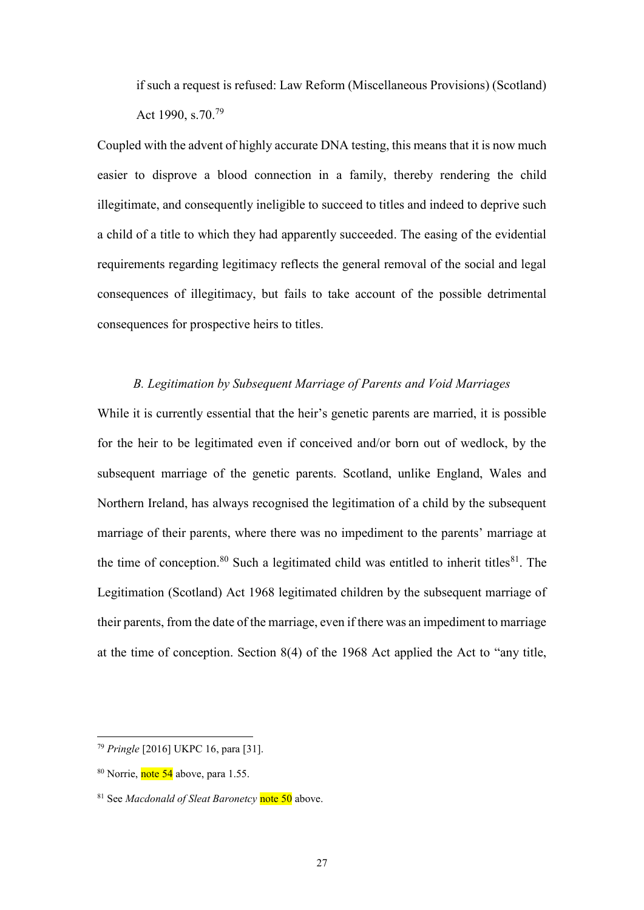if such a request is refused: Law Reform (Miscellaneous Provisions) (Scotland) Act 1990, s.70.[79]

Coupled with the advent of highly accurate DNA testing, this means that it is now much easier to disprove a blood connection in a family, thereby rendering the child illegitimate, and consequently ineligible to succeed to titles and indeed to deprive such a child of a title to which they had apparently succeeded. The easing of the evidential requirements regarding legitimacy reflects the general removal of the social and legal consequences of illegitimacy, but fails to take account of the possible detrimental consequences for prospective heirs to titles.

### *B. Legitimation by Subsequent Marriage of Parents and Void Marriages*

While it is currently essential that the heir's genetic parents are married, it is possible for the heir to be legitimated even if conceived and/or born out of wedlock, by the subsequent marriage of the genetic parents. Scotland, unlike England, Wales and Northern Ireland, has always recognised the legitimation of a child by the subsequent marriage of their parents, where there was no impediment to the parents' marriage at the time of conception.[80] Such a legitimated child was entitled to inherit titles[81]. The Legitimation (Scotland) Act 1968 legitimated children by the subsequent marriage of their parents, from the date of the marriage, even if there was an impediment to marriage at the time of conception. Section 8(4) of the 1968 Act applied the Act to "any title,

---

[79] *Pringle* [2016] UKPC 16, para [31].

[80] Norrie, note 54 above, para 1.55.

[81] See *Macdonald of Sleat Baronetcy* note 50 above.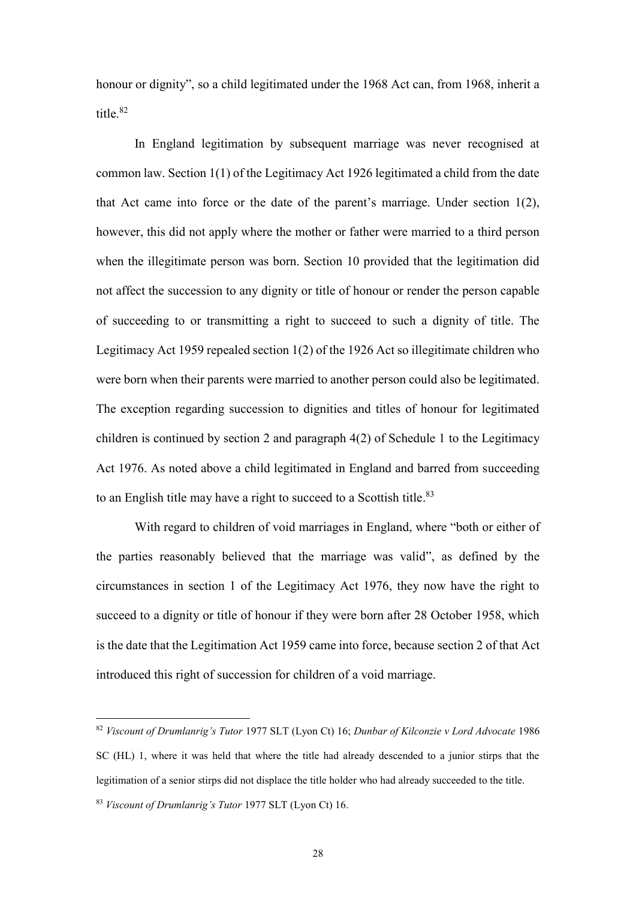honour or dignity", so a child legitimated under the 1968 Act can, from 1968, inherit a title.[82]

In England legitimation by subsequent marriage was never recognised at common law. Section 1(1) of the Legitimacy Act 1926 legitimated a child from the date that Act came into force or the date of the parent's marriage. Under section 1(2), however, this did not apply where the mother or father were married to a third person when the illegitimate person was born. Section 10 provided that the legitimation did not affect the succession to any dignity or title of honour or render the person capable of succeeding to or transmitting a right to succeed to such a dignity of title. The Legitimacy Act 1959 repealed section 1(2) of the 1926 Act so illegitimate children who were born when their parents were married to another person could also be legitimated. The exception regarding succession to dignities and titles of honour for legitimated children is continued by section 2 and paragraph 4(2) of Schedule 1 to the Legitimacy Act 1976. As noted above a child legitimated in England and barred from succeeding to an English title may have a right to succeed to a Scottish title.[83]

With regard to children of void marriages in England, where "both or either of the parties reasonably believed that the marriage was valid", as defined by the circumstances in section 1 of the Legitimacy Act 1976, they now have the right to succeed to a dignity or title of honour if they were born after 28 October 1958, which is the date that the Legitimation Act 1959 came into force, because section 2 of that Act introduced this right of succession for children of a void marriage.

---

[82] *Viscount of Drumlanrig's Tutor* 1977 SLT (Lyon Ct) 16; *Dunbar of Kilconzie v Lord Advocate* 1986 SC (HL) 1, where it was held that where the title had already descended to a junior stirps that the legitimation of a senior stirps did not displace the title holder who had already succeeded to the title.

[83] *Viscount of Drumlanrig's Tutor* 1977 SLT (Lyon Ct) 16.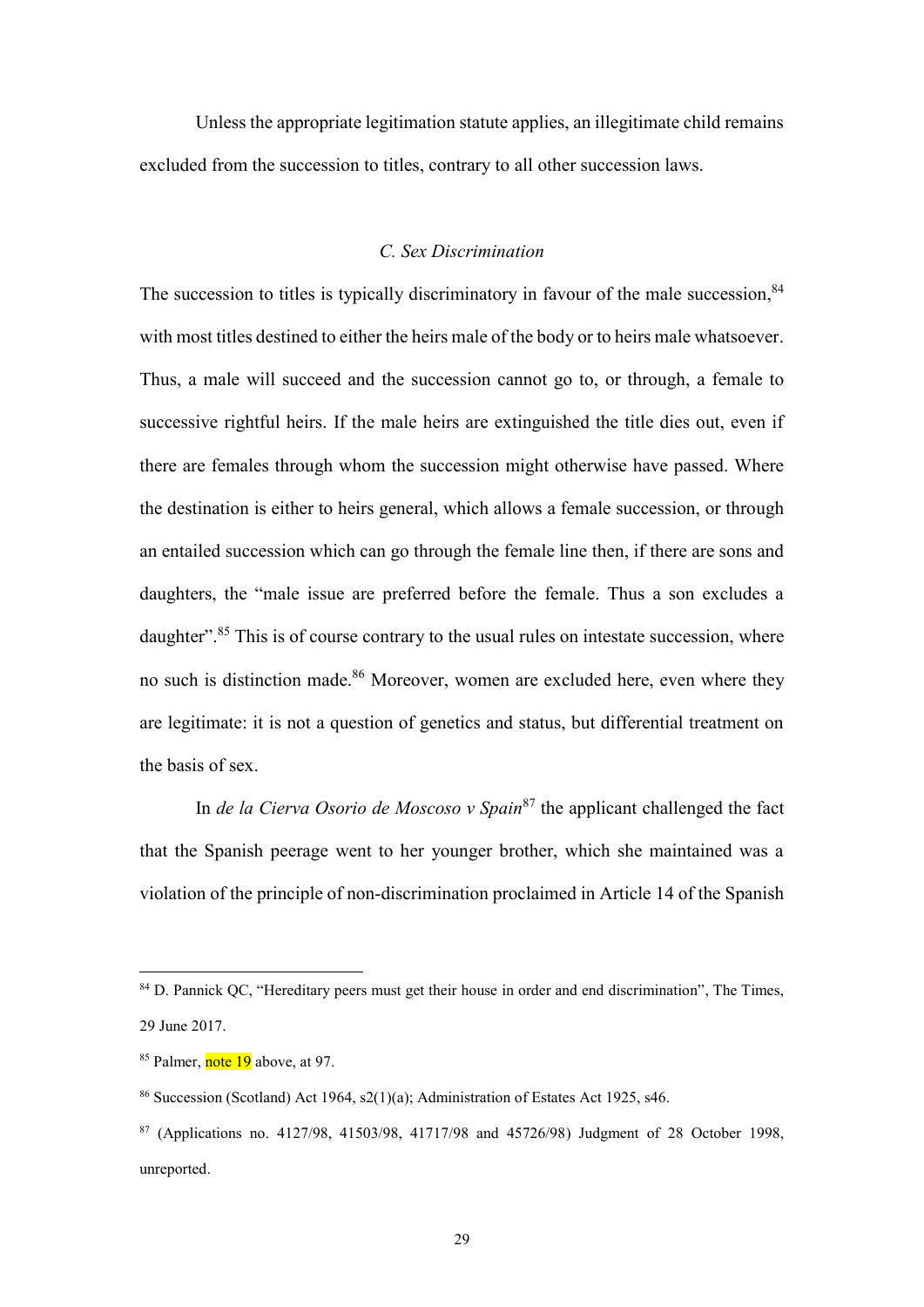Unless the appropriate legitimation statute applies, an illegitimate child remains excluded from the succession to titles, contrary to all other succession laws.

### *C. Sex Discrimination*

The succession to titles is typically discriminatory in favour of the male succession,[84] with most titles destined to either the heirs male of the body or to heirs male whatsoever. Thus, a male will succeed and the succession cannot go to, or through, a female to successive rightful heirs. If the male heirs are extinguished the title dies out, even if there are females through whom the succession might otherwise have passed. Where the destination is either to heirs general, which allows a female succession, or through an entailed succession which can go through the female line then, if there are sons and daughters, the "male issue are preferred before the female. Thus a son excludes a daughter".[85] This is of course contrary to the usual rules on intestate succession, where no such is distinction made.[86] Moreover, women are excluded here, even where they are legitimate: it is not a question of genetics and status, but differential treatment on the basis of sex.

In *de la Cierva Osorio de Moscoso v Spain*[87] the applicant challenged the fact that the Spanish peerage went to her younger brother, which she maintained was a violation of the principle of non-discrimination proclaimed in Article 14 of the Spanish

---

[84] D. Pannick QC, "Hereditary peers must get their house in order and end discrimination", The Times, 29 June 2017.

[85] Palmer, note 19 above, at 97.

[86] Succession (Scotland) Act 1964, s2(1)(a); Administration of Estates Act 1925, s46.

[87] (Applications no. 4127/98, 41503/98, 41717/98 and 45726/98) Judgment of 28 October 1998, unreported.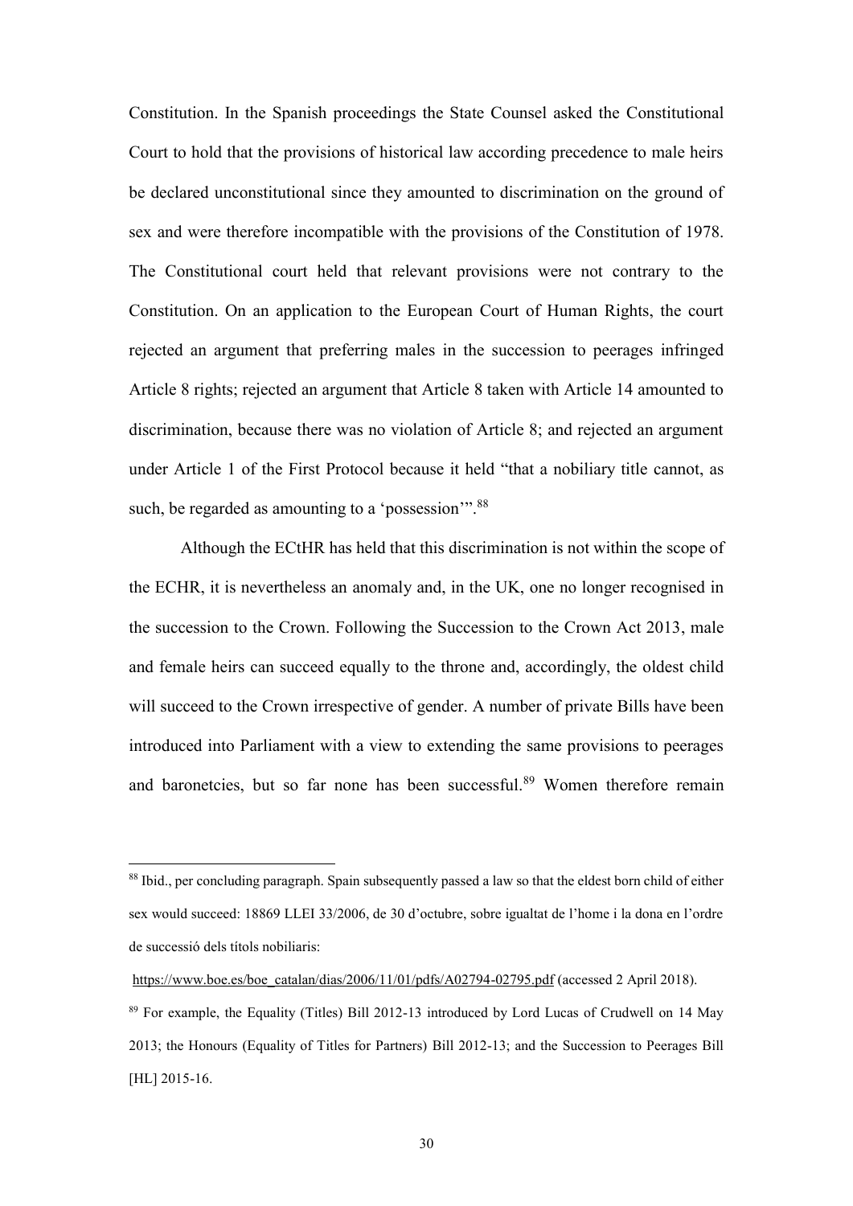Constitution. In the Spanish proceedings the State Counsel asked the Constitutional Court to hold that the provisions of historical law according precedence to male heirs be declared unconstitutional since they amounted to discrimination on the ground of sex and were therefore incompatible with the provisions of the Constitution of 1978. The Constitutional court held that relevant provisions were not contrary to the Constitution. On an application to the European Court of Human Rights, the court rejected an argument that preferring males in the succession to peerages infringed Article 8 rights; rejected an argument that Article 8 taken with Article 14 amounted to discrimination, because there was no violation of Article 8; and rejected an argument under Article 1 of the First Protocol because it held "that a nobiliary title cannot, as such, be regarded as amounting to a 'possession'".[88]

Although the ECtHR has held that this discrimination is not within the scope of the ECHR, it is nevertheless an anomaly and, in the UK, one no longer recognised in the succession to the Crown. Following the Succession to the Crown Act 2013, male and female heirs can succeed equally to the throne and, accordingly, the oldest child will succeed to the Crown irrespective of gender. A number of private Bills have been introduced into Parliament with a view to extending the same provisions to peerages and baronetcies, but so far none has been successful.[89] Women therefore remain

---

[88] Ibid., per concluding paragraph. Spain subsequently passed a law so that the eldest born child of either sex would succeed: 18869 LLEI 33/2006, de 30 d'octubre, sobre igualtat de l'home i la dona en l'ordre de successió dels títols nobiliaris:

https://www.boe.es/boe_catalan/dias/2006/11/01/pdfs/A02794-02795.pdf (accessed 2 April 2018).

[89] For example, the Equality (Titles) Bill 2012-13 introduced by Lord Lucas of Crudwell on 14 May 2013; the Honours (Equality of Titles for Partners) Bill 2012-13; and the Succession to Peerages Bill [HL] 2015-16.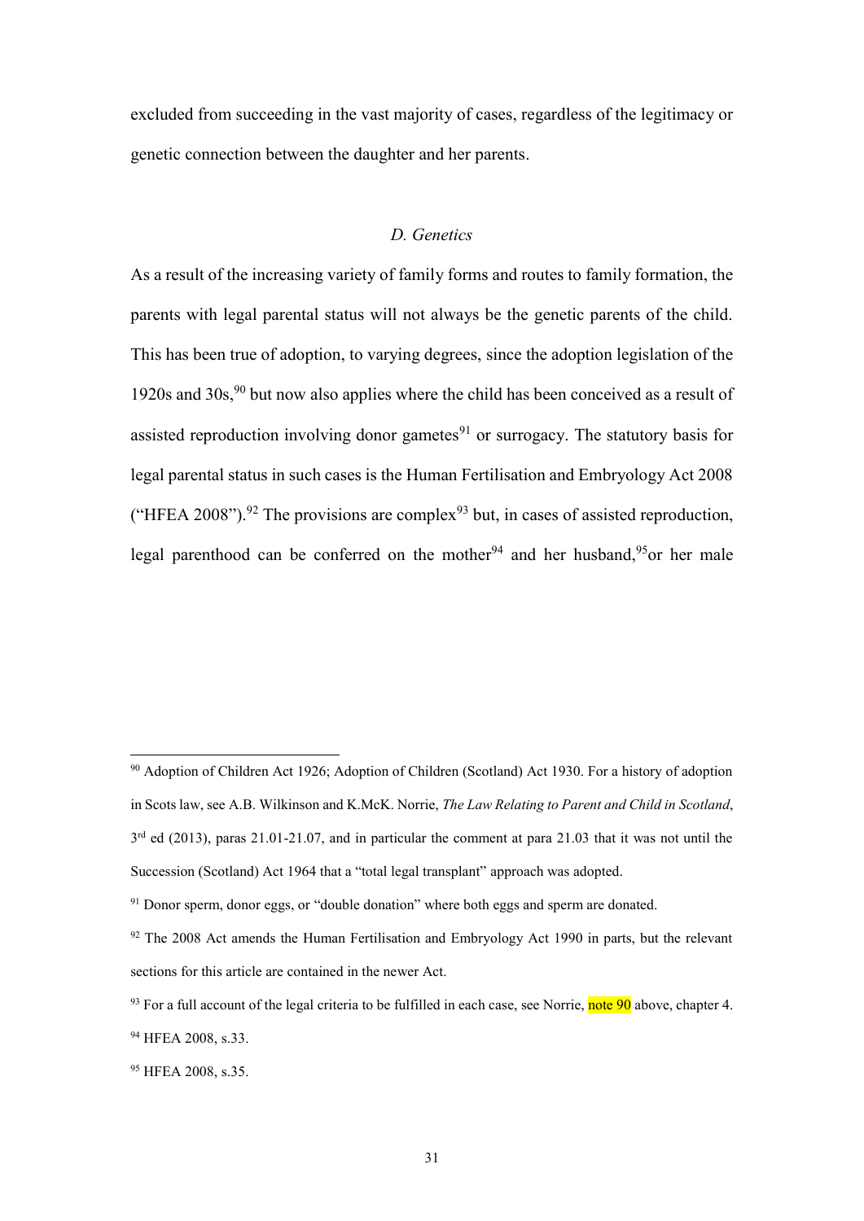excluded from succeeding in the vast majority of cases, regardless of the legitimacy or genetic connection between the daughter and her parents.

### *D. Genetics*

As a result of the increasing variety of family forms and routes to family formation, the parents with legal parental status will not always be the genetic parents of the child. This has been true of adoption, to varying degrees, since the adoption legislation of the 1920s and 30s,[90] but now also applies where the child has been conceived as a result of assisted reproduction involving donor gametes[91] or surrogacy. The statutory basis for legal parental status in such cases is the Human Fertilisation and Embryology Act 2008 ("HFEA 2008").[92] The provisions are complex[93] but, in cases of assisted reproduction, legal parenthood can be conferred on the mother[94] and her husband,[95]or her male

---

[90] Adoption of Children Act 1926; Adoption of Children (Scotland) Act 1930. For a history of adoption in Scots law, see A.B. Wilkinson and K.McK. Norrie, *The Law Relating to Parent and Child in Scotland*, 3rd ed (2013), paras 21.01-21.07, and in particular the comment at para 21.03 that it was not until the Succession (Scotland) Act 1964 that a "total legal transplant" approach was adopted.

[91] Donor sperm, donor eggs, or "double donation" where both eggs and sperm are donated.

[92] The 2008 Act amends the Human Fertilisation and Embryology Act 1990 in parts, but the relevant sections for this article are contained in the newer Act.

[93] For a full account of the legal criteria to be fulfilled in each case, see Norrie, note 90 above, chapter 4.

[94] HFEA 2008, s.33.

[95] HFEA 2008, s.35.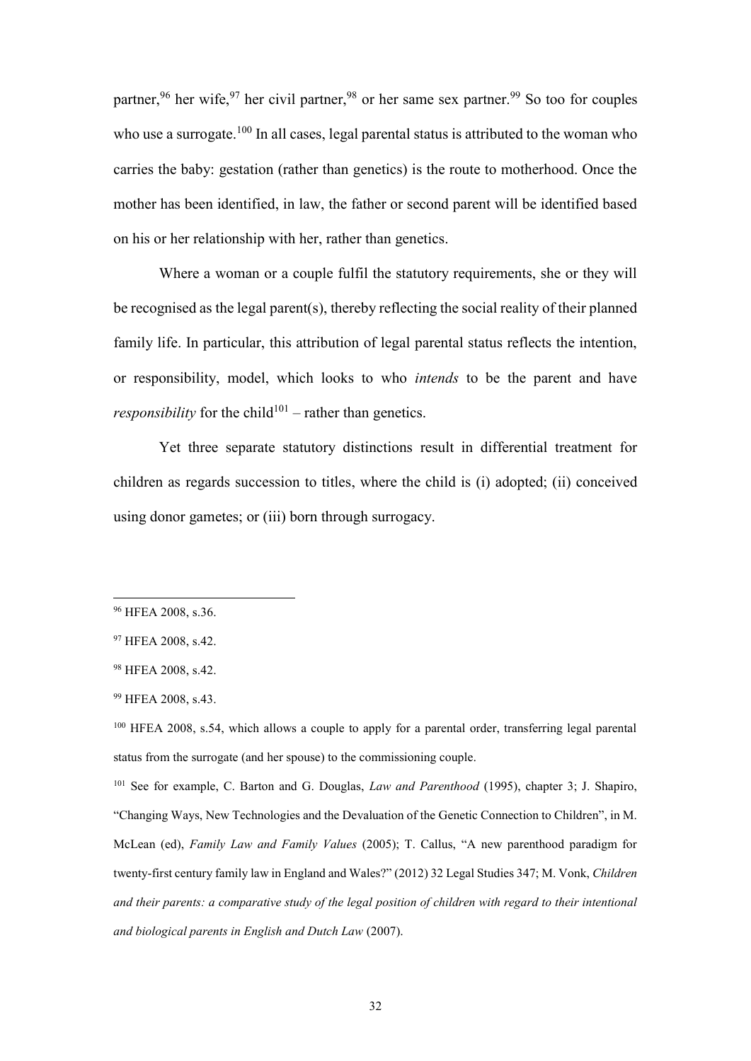partner,[96] her wife,[97] her civil partner,[98] or her same sex partner.[99] So too for couples who use a surrogate.[100] In all cases, legal parental status is attributed to the woman who carries the baby: gestation (rather than genetics) is the route to motherhood. Once the mother has been identified, in law, the father or second parent will be identified based on his or her relationship with her, rather than genetics.

Where a woman or a couple fulfil the statutory requirements, she or they will be recognised as the legal parent(s), thereby reflecting the social reality of their planned family life. In particular, this attribution of legal parental status reflects the intention, or responsibility, model, which looks to who *intends* to be the parent and have *responsibility* for the child[101] – rather than genetics.

Yet three separate statutory distinctions result in differential treatment for children as regards succession to titles, where the child is (i) adopted; (ii) conceived using donor gametes; or (iii) born through surrogacy.

---

[96] HFEA 2008, s.36.

[97] HFEA 2008, s.42.

[98] HFEA 2008, s.42.

[99] HFEA 2008, s.43.

[100] HFEA 2008, s.54, which allows a couple to apply for a parental order, transferring legal parental status from the surrogate (and her spouse) to the commissioning couple.

[101] See for example, C. Barton and G. Douglas, *Law and Parenthood* (1995), chapter 3; J. Shapiro, "Changing Ways, New Technologies and the Devaluation of the Genetic Connection to Children", in M. McLean (ed), *Family Law and Family Values* (2005); T. Callus, "A new parenthood paradigm for twenty-first century family law in England and Wales?" (2012) 32 Legal Studies 347; M. Vonk, *Children and their parents: a comparative study of the legal position of children with regard to their intentional and biological parents in English and Dutch Law* (2007).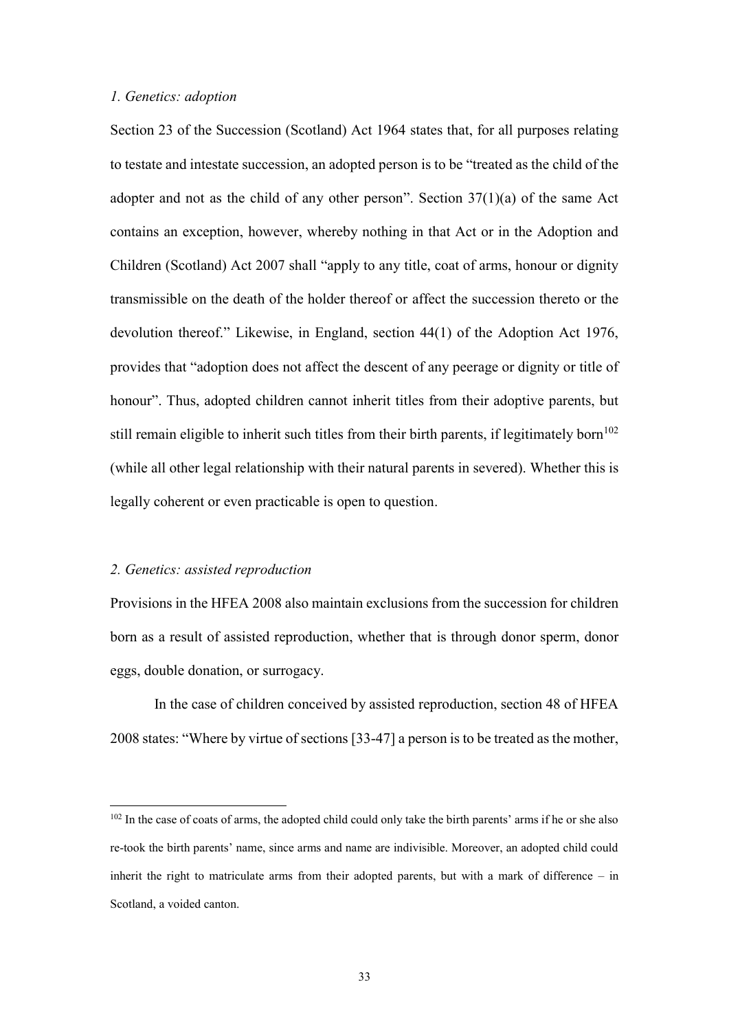*1. Genetics: adoption*

Section 23 of the Succession (Scotland) Act 1964 states that, for all purposes relating to testate and intestate succession, an adopted person is to be "treated as the child of the adopter and not as the child of any other person". Section 37(1)(a) of the same Act contains an exception, however, whereby nothing in that Act or in the Adoption and Children (Scotland) Act 2007 shall "apply to any title, coat of arms, honour or dignity transmissible on the death of the holder thereof or affect the succession thereto or the devolution thereof." Likewise, in England, section 44(1) of the Adoption Act 1976, provides that "adoption does not affect the descent of any peerage or dignity or title of honour". Thus, adopted children cannot inherit titles from their adoptive parents, but still remain eligible to inherit such titles from their birth parents, if legitimately born[102] (while all other legal relationship with their natural parents in severed). Whether this is legally coherent or even practicable is open to question.

*2. Genetics: assisted reproduction*

Provisions in the HFEA 2008 also maintain exclusions from the succession for children born as a result of assisted reproduction, whether that is through donor sperm, donor eggs, double donation, or surrogacy.

In the case of children conceived by assisted reproduction, section 48 of HFEA 2008 states: "Where by virtue of sections [33-47] a person is to be treated as the mother,

---

[102] In the case of coats of arms, the adopted child could only take the birth parents' arms if he or she also re-took the birth parents' name, since arms and name are indivisible. Moreover, an adopted child could inherit the right to matriculate arms from their adopted parents, but with a mark of difference – in Scotland, a voided canton.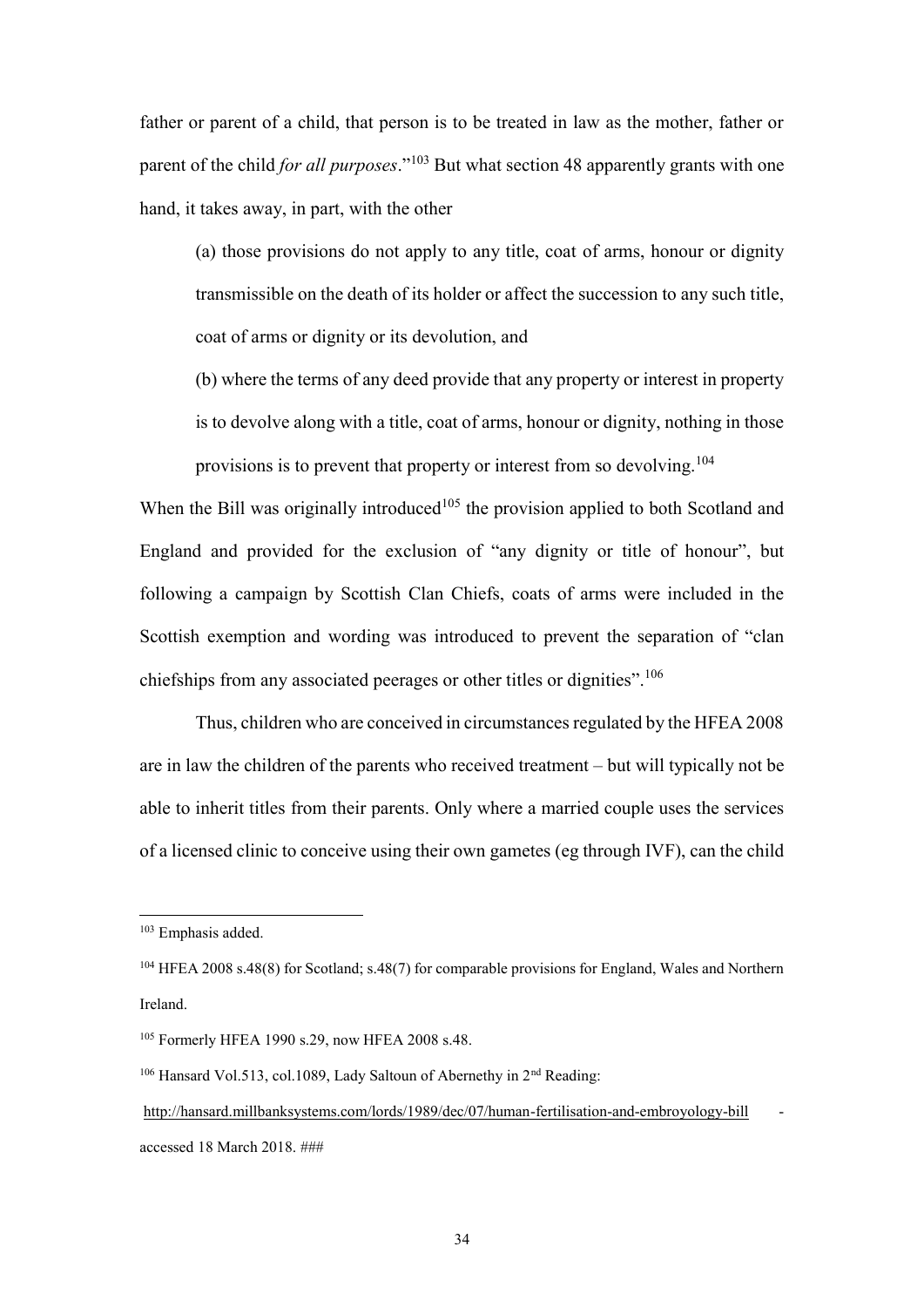father or parent of a child, that person is to be treated in law as the mother, father or parent of the child *for all purposes*."[103] But what section 48 apparently grants with one hand, it takes away, in part, with the other

> (a) those provisions do not apply to any title, coat of arms, honour or dignity transmissible on the death of its holder or affect the succession to any such title, coat of arms or dignity or its devolution, and
>
> (b) where the terms of any deed provide that any property or interest in property is to devolve along with a title, coat of arms, honour or dignity, nothing in those provisions is to prevent that property or interest from so devolving.[104]

When the Bill was originally introduced[105] the provision applied to both Scotland and England and provided for the exclusion of "any dignity or title of honour", but following a campaign by Scottish Clan Chiefs, coats of arms were included in the Scottish exemption and wording was introduced to prevent the separation of "clan chiefships from any associated peerages or other titles or dignities".[106]

Thus, children who are conceived in circumstances regulated by the HFEA 2008 are in law the children of the parents who received treatment – but will typically not be able to inherit titles from their parents. Only where a married couple uses the services of a licensed clinic to conceive using their own gametes (eg through IVF), can the child

---

[103] Emphasis added.

[104] HFEA 2008 s.48(8) for Scotland; s.48(7) for comparable provisions for England, Wales and Northern Ireland.

[105] Formerly HFEA 1990 s.29, now HFEA 2008 s.48.

[106] Hansard Vol.513, col.1089, Lady Saltoun of Abernethy in 2nd Reading: http://hansard.millbanksystems.com/lords/1989/dec/07/human-fertilisation-and-embroyology-bill - accessed 18 March 2018. ###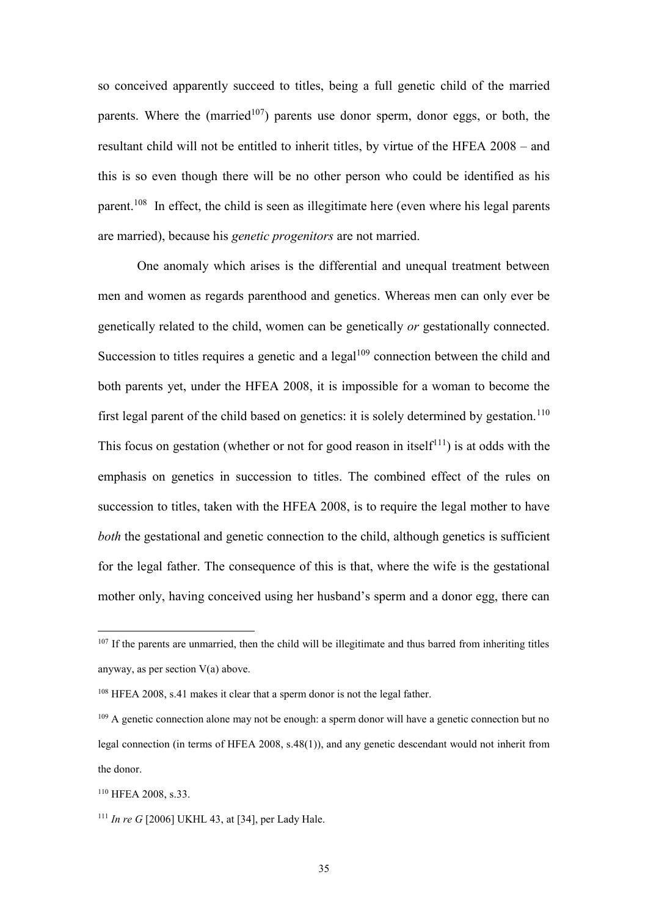so conceived apparently succeed to titles, being a full genetic child of the married parents. Where the (married[107]) parents use donor sperm, donor eggs, or both, the resultant child will not be entitled to inherit titles, by virtue of the HFEA 2008 – and this is so even though there will be no other person who could be identified as his parent.[108] In effect, the child is seen as illegitimate here (even where his legal parents are married), because his *genetic progenitors* are not married.

One anomaly which arises is the differential and unequal treatment between men and women as regards parenthood and genetics. Whereas men can only ever be genetically related to the child, women can be genetically *or* gestationally connected. Succession to titles requires a genetic and a legal[109] connection between the child and both parents yet, under the HFEA 2008, it is impossible for a woman to become the first legal parent of the child based on genetics: it is solely determined by gestation.[110] This focus on gestation (whether or not for good reason in itself[111]) is at odds with the emphasis on genetics in succession to titles. The combined effect of the rules on succession to titles, taken with the HFEA 2008, is to require the legal mother to have *both* the gestational and genetic connection to the child, although genetics is sufficient for the legal father. The consequence of this is that, where the wife is the gestational mother only, having conceived using her husband's sperm and a donor egg, there can

---

[107] If the parents are unmarried, then the child will be illegitimate and thus barred from inheriting titles anyway, as per section V(a) above.

[108] HFEA 2008, s.41 makes it clear that a sperm donor is not the legal father.

[109] A genetic connection alone may not be enough: a sperm donor will have a genetic connection but no legal connection (in terms of HFEA 2008, s.48(1)), and any genetic descendant would not inherit from the donor.

[110] HFEA 2008, s.33.

[111] *In re G* [2006] UKHL 43, at [34], per Lady Hale.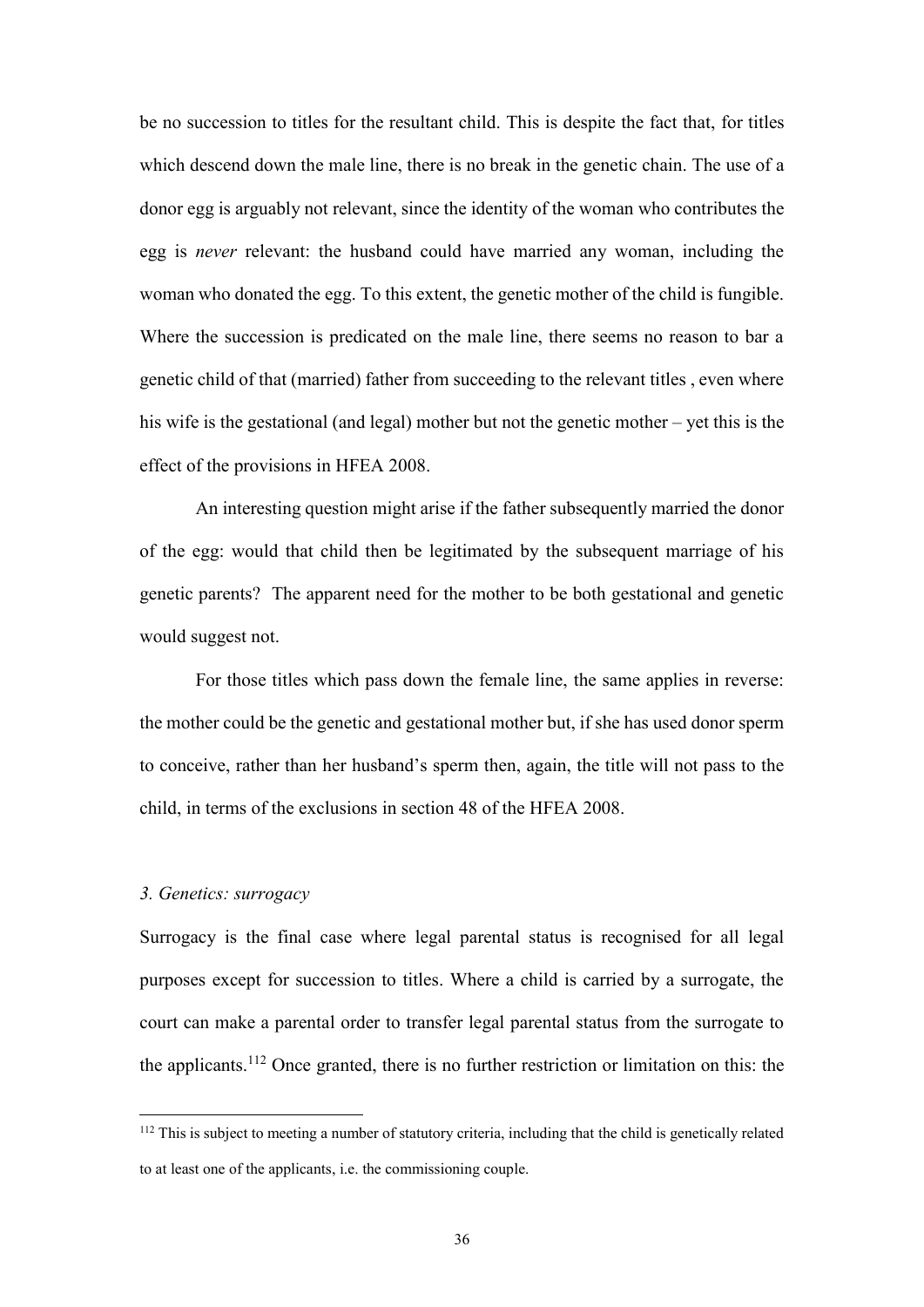be no succession to titles for the resultant child. This is despite the fact that, for titles which descend down the male line, there is no break in the genetic chain. The use of a donor egg is arguably not relevant, since the identity of the woman who contributes the egg is *never* relevant: the husband could have married any woman, including the woman who donated the egg. To this extent, the genetic mother of the child is fungible. Where the succession is predicated on the male line, there seems no reason to bar a genetic child of that (married) father from succeeding to the relevant titles , even where his wife is the gestational (and legal) mother but not the genetic mother – yet this is the effect of the provisions in HFEA 2008.

An interesting question might arise if the father subsequently married the donor of the egg: would that child then be legitimated by the subsequent marriage of his genetic parents? The apparent need for the mother to be both gestational and genetic would suggest not.

For those titles which pass down the female line, the same applies in reverse: the mother could be the genetic and gestational mother but, if she has used donor sperm to conceive, rather than her husband's sperm then, again, the title will not pass to the child, in terms of the exclusions in section 48 of the HFEA 2008.

### *3. Genetics: surrogacy*

Surrogacy is the final case where legal parental status is recognised for all legal purposes except for succession to titles. Where a child is carried by a surrogate, the court can make a parental order to transfer legal parental status from the surrogate to the applicants.[112] Once granted, there is no further restriction or limitation on this: the

[112] This is subject to meeting a number of statutory criteria, including that the child is genetically related to at least one of the applicants, i.e. the commissioning couple.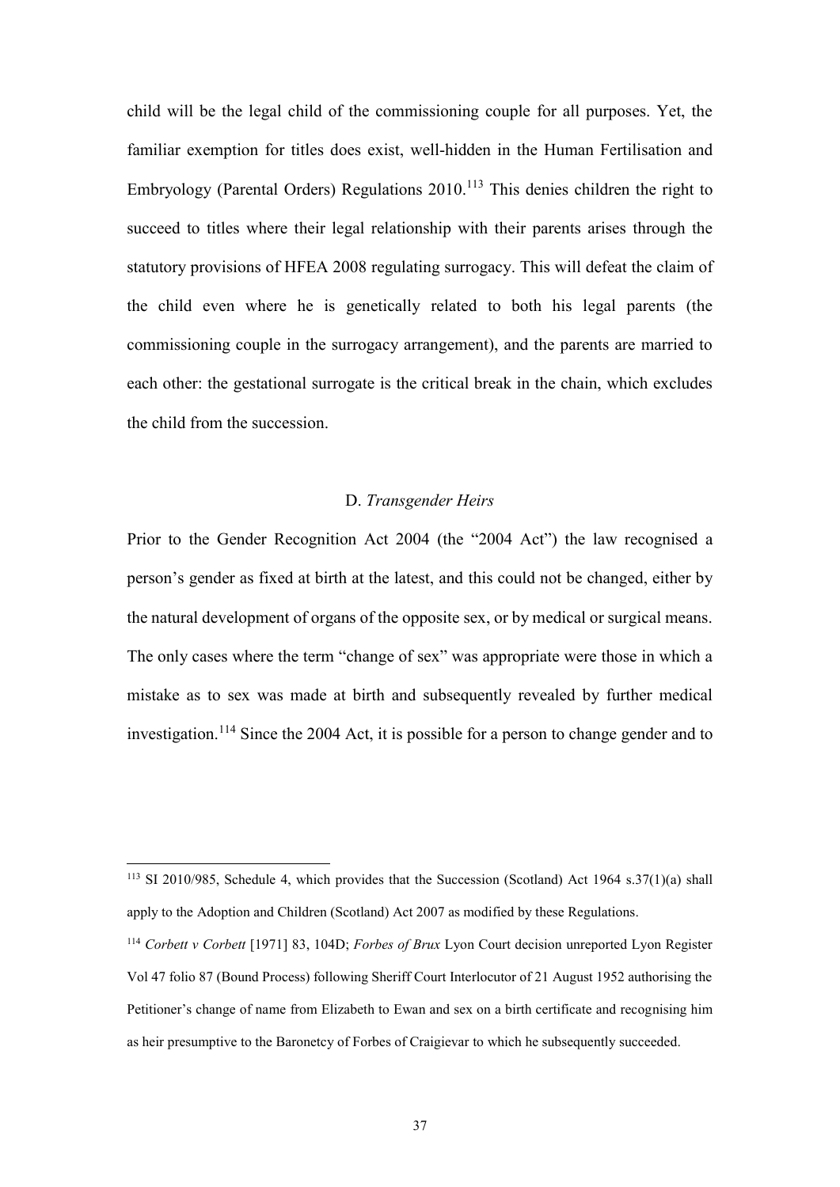child will be the legal child of the commissioning couple for all purposes. Yet, the familiar exemption for titles does exist, well-hidden in the Human Fertilisation and Embryology (Parental Orders) Regulations 2010.[113] This denies children the right to succeed to titles where their legal relationship with their parents arises through the statutory provisions of HFEA 2008 regulating surrogacy. This will defeat the claim of the child even where he is genetically related to both his legal parents (the commissioning couple in the surrogacy arrangement), and the parents are married to each other: the gestational surrogate is the critical break in the chain, which excludes the child from the succession.

### D. *Transgender Heirs*

Prior to the Gender Recognition Act 2004 (the "2004 Act") the law recognised a person's gender as fixed at birth at the latest, and this could not be changed, either by the natural development of organs of the opposite sex, or by medical or surgical means. The only cases where the term "change of sex" was appropriate were those in which a mistake as to sex was made at birth and subsequently revealed by further medical investigation.[114] Since the 2004 Act, it is possible for a person to change gender and to

---

[113] SI 2010/985, Schedule 4, which provides that the Succession (Scotland) Act 1964 s.37(1)(a) shall apply to the Adoption and Children (Scotland) Act 2007 as modified by these Regulations.

[114] *Corbett v Corbett* [1971] 83, 104D; *Forbes of Brux* Lyon Court decision unreported Lyon Register Vol 47 folio 87 (Bound Process) following Sheriff Court Interlocutor of 21 August 1952 authorising the Petitioner's change of name from Elizabeth to Ewan and sex on a birth certificate and recognising him as heir presumptive to the Baronetcy of Forbes of Craigievar to which he subsequently succeeded.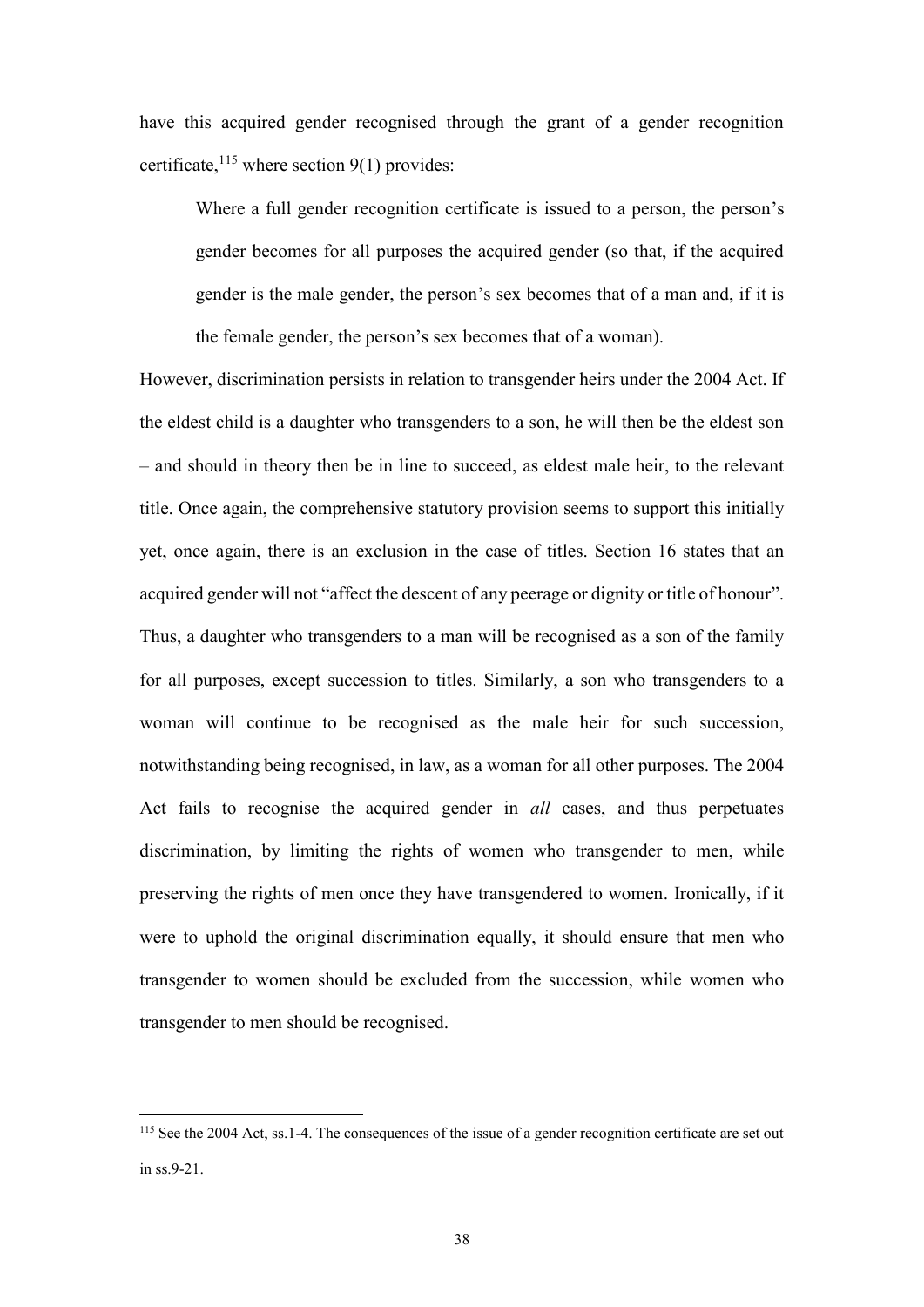have this acquired gender recognised through the grant of a gender recognition certificate,[115] where section 9(1) provides:

> Where a full gender recognition certificate is issued to a person, the person's gender becomes for all purposes the acquired gender (so that, if the acquired gender is the male gender, the person's sex becomes that of a man and, if it is the female gender, the person's sex becomes that of a woman).

However, discrimination persists in relation to transgender heirs under the 2004 Act. If the eldest child is a daughter who transgenders to a son, he will then be the eldest son – and should in theory then be in line to succeed, as eldest male heir, to the relevant title. Once again, the comprehensive statutory provision seems to support this initially yet, once again, there is an exclusion in the case of titles. Section 16 states that an acquired gender will not "affect the descent of any peerage or dignity or title of honour". Thus, a daughter who transgenders to a man will be recognised as a son of the family for all purposes, except succession to titles. Similarly, a son who transgenders to a woman will continue to be recognised as the male heir for such succession, notwithstanding being recognised, in law, as a woman for all other purposes. The 2004 Act fails to recognise the acquired gender in *all* cases, and thus perpetuates discrimination, by limiting the rights of women who transgender to men, while preserving the rights of men once they have transgendered to women. Ironically, if it were to uphold the original discrimination equally, it should ensure that men who transgender to women should be excluded from the succession, while women who transgender to men should be recognised.

---

[115] See the 2004 Act, ss.1-4. The consequences of the issue of a gender recognition certificate are set out in ss.9-21.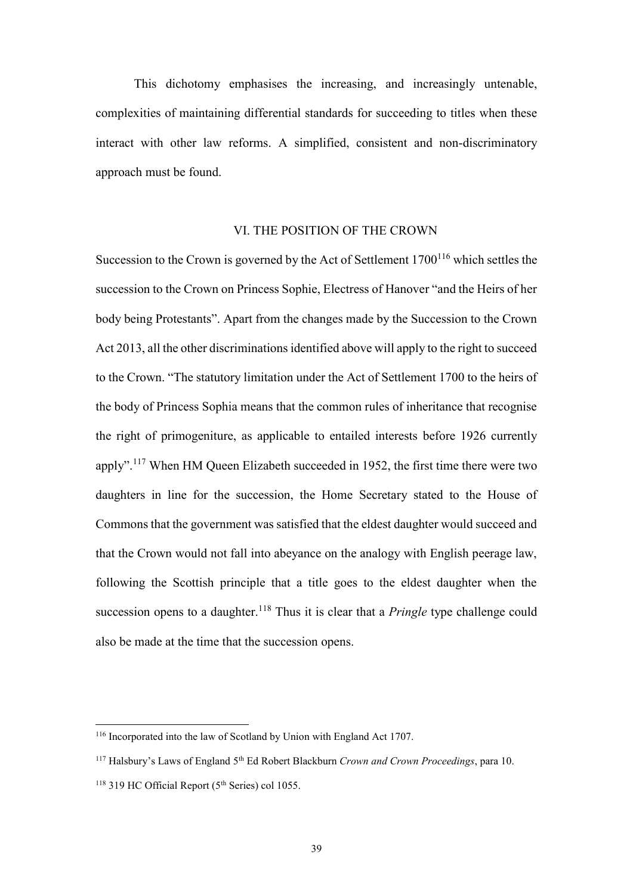This dichotomy emphasises the increasing, and increasingly untenable, complexities of maintaining differential standards for succeeding to titles when these interact with other law reforms. A simplified, consistent and non-discriminatory approach must be found.

## VI. THE POSITION OF THE CROWN

Succession to the Crown is governed by the Act of Settlement 1700[116] which settles the succession to the Crown on Princess Sophie, Electress of Hanover "and the Heirs of her body being Protestants". Apart from the changes made by the Succession to the Crown Act 2013, all the other discriminations identified above will apply to the right to succeed to the Crown. "The statutory limitation under the Act of Settlement 1700 to the heirs of the body of Princess Sophia means that the common rules of inheritance that recognise the right of primogeniture, as applicable to entailed interests before 1926 currently apply".[117] When HM Queen Elizabeth succeeded in 1952, the first time there were two daughters in line for the succession, the Home Secretary stated to the House of Commons that the government was satisfied that the eldest daughter would succeed and that the Crown would not fall into abeyance on the analogy with English peerage law, following the Scottish principle that a title goes to the eldest daughter when the succession opens to a daughter.[118] Thus it is clear that a *Pringle* type challenge could also be made at the time that the succession opens.

---

[116] Incorporated into the law of Scotland by Union with England Act 1707.

[117] Halsbury's Laws of England 5th Ed Robert Blackburn *Crown and Crown Proceedings*, para 10.

[118] 319 HC Official Report (5th Series) col 1055.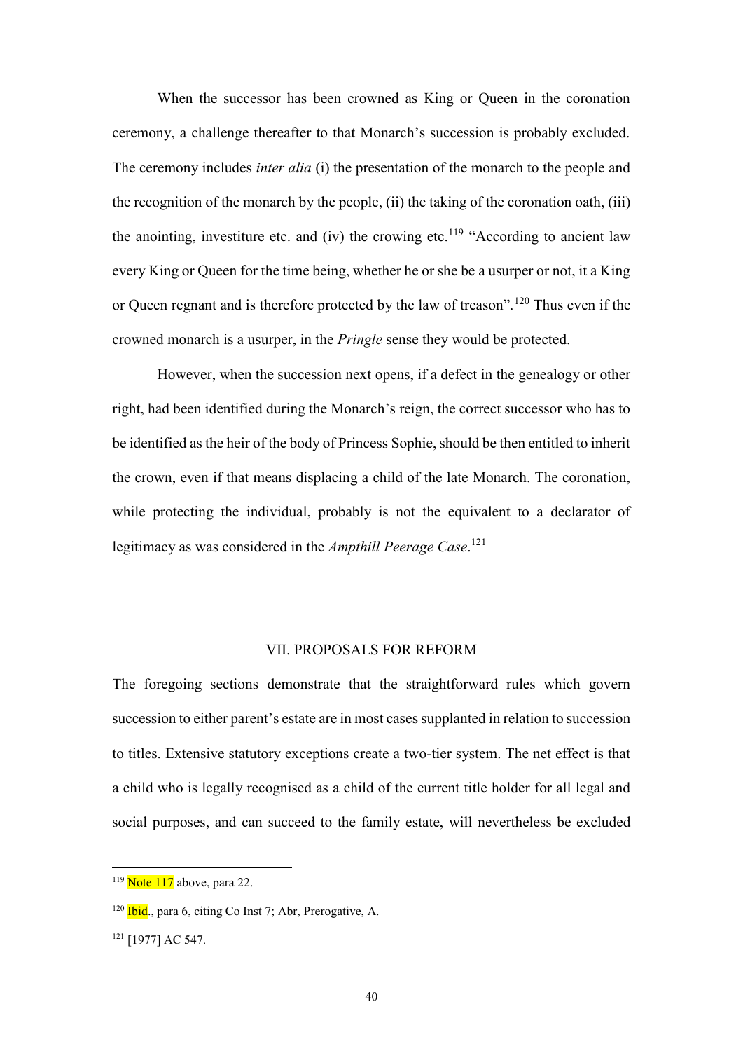When the successor has been crowned as King or Queen in the coronation ceremony, a challenge thereafter to that Monarch's succession is probably excluded. The ceremony includes *inter alia* (i) the presentation of the monarch to the people and the recognition of the monarch by the people, (ii) the taking of the coronation oath, (iii) the anointing, investiture etc. and (iv) the crowing etc.[119] "According to ancient law every King or Queen for the time being, whether he or she be a usurper or not, it a King or Queen regnant and is therefore protected by the law of treason".[120] Thus even if the crowned monarch is a usurper, in the *Pringle* sense they would be protected.

However, when the succession next opens, if a defect in the genealogy or other right, had been identified during the Monarch's reign, the correct successor who has to be identified as the heir of the body of Princess Sophie, should be then entitled to inherit the crown, even if that means displacing a child of the late Monarch. The coronation, while protecting the individual, probably is not the equivalent to a declarator of legitimacy as was considered in the *Ampthill Peerage Case*.[121]

## VII. PROPOSALS FOR REFORM

The foregoing sections demonstrate that the straightforward rules which govern succession to either parent's estate are in most cases supplanted in relation to succession to titles. Extensive statutory exceptions create a two-tier system. The net effect is that a child who is legally recognised as a child of the current title holder for all legal and social purposes, and can succeed to the family estate, will nevertheless be excluded

---

[119] Note 117 above, para 22.

[120] Ibid., para 6, citing Co Inst 7; Abr, Prerogative, A.

[121] [1977] AC 547.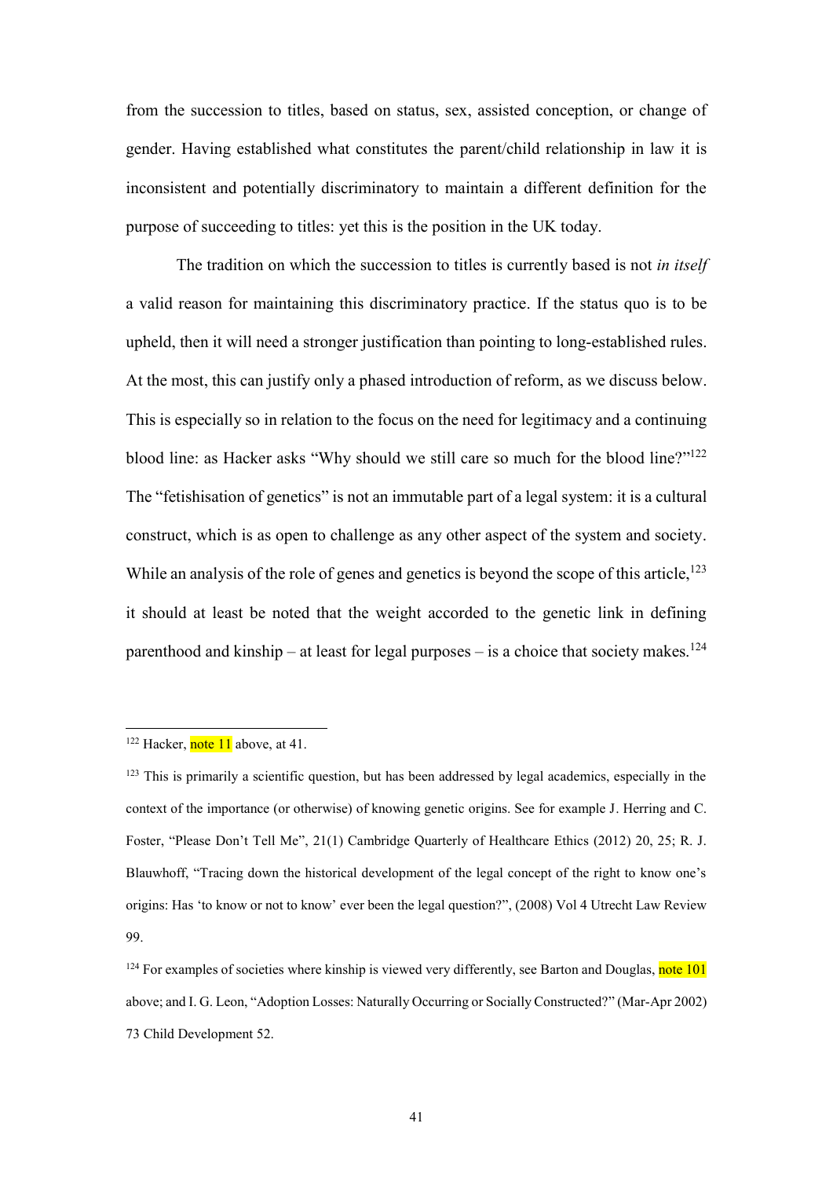from the succession to titles, based on status, sex, assisted conception, or change of gender. Having established what constitutes the parent/child relationship in law it is inconsistent and potentially discriminatory to maintain a different definition for the purpose of succeeding to titles: yet this is the position in the UK today.

The tradition on which the succession to titles is currently based is not *in itself* a valid reason for maintaining this discriminatory practice. If the status quo is to be upheld, then it will need a stronger justification than pointing to long-established rules. At the most, this can justify only a phased introduction of reform, as we discuss below. This is especially so in relation to the focus on the need for legitimacy and a continuing blood line: as Hacker asks "Why should we still care so much for the blood line?"[122] The "fetishisation of genetics" is not an immutable part of a legal system: it is a cultural construct, which is as open to challenge as any other aspect of the system and society. While an analysis of the role of genes and genetics is beyond the scope of this article,[123] it should at least be noted that the weight accorded to the genetic link in defining parenthood and kinship – at least for legal purposes – is a choice that society makes.[124]

---

[122] Hacker, note 11 above, at 41.

[123] This is primarily a scientific question, but has been addressed by legal academics, especially in the context of the importance (or otherwise) of knowing genetic origins. See for example J. Herring and C. Foster, "Please Don't Tell Me", 21(1) Cambridge Quarterly of Healthcare Ethics (2012) 20, 25; R. J. Blauwhoff, "Tracing down the historical development of the legal concept of the right to know one's origins: Has 'to know or not to know' ever been the legal question?", (2008) Vol 4 Utrecht Law Review 99.

[124] For examples of societies where kinship is viewed very differently, see Barton and Douglas, note 101 above; and I. G. Leon, "Adoption Losses: Naturally Occurring or Socially Constructed?" (Mar-Apr 2002) 73 Child Development 52.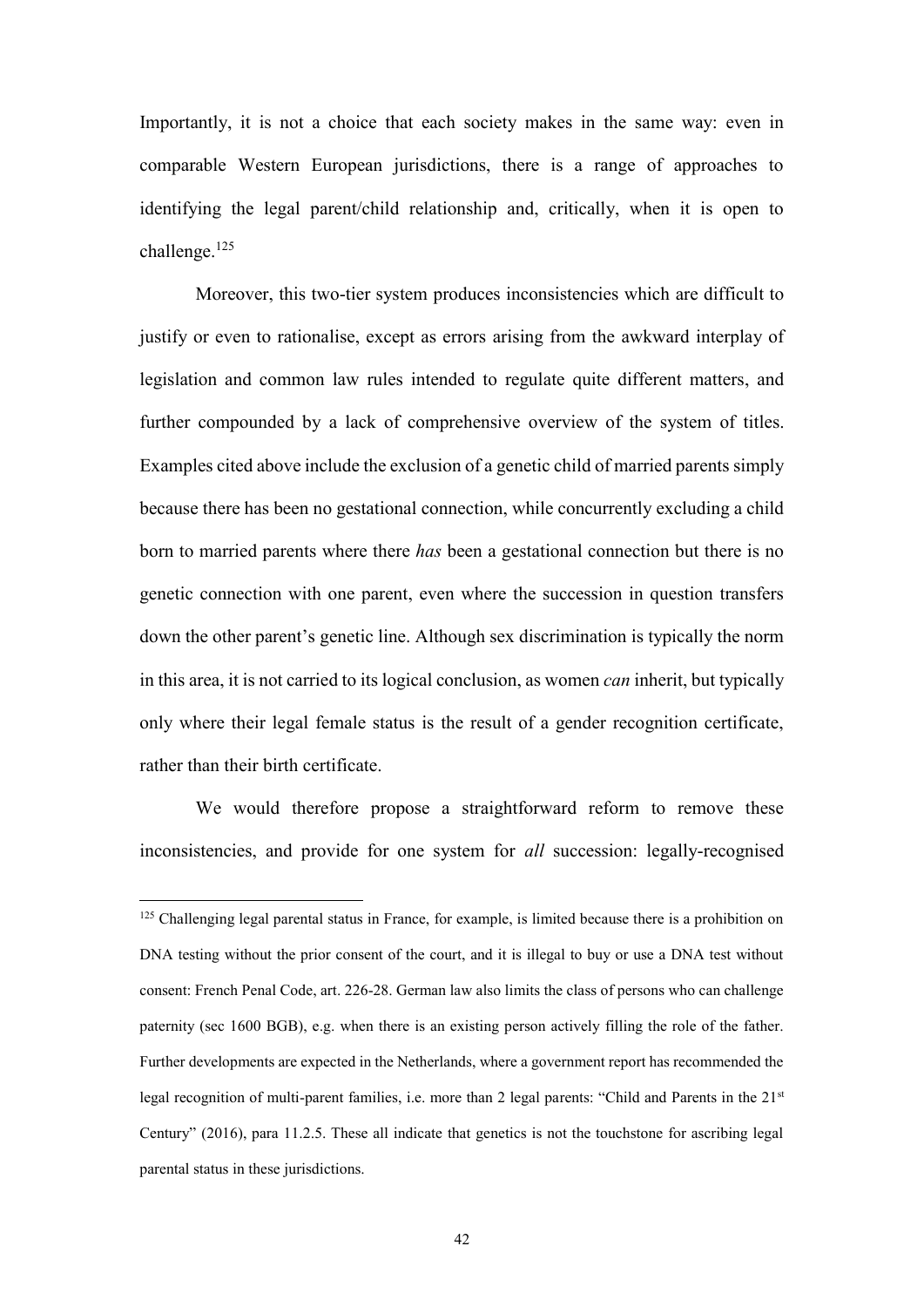Importantly, it is not a choice that each society makes in the same way: even in comparable Western European jurisdictions, there is a range of approaches to identifying the legal parent/child relationship and, critically, when it is open to challenge.[125]

Moreover, this two-tier system produces inconsistencies which are difficult to justify or even to rationalise, except as errors arising from the awkward interplay of legislation and common law rules intended to regulate quite different matters, and further compounded by a lack of comprehensive overview of the system of titles. Examples cited above include the exclusion of a genetic child of married parents simply because there has been no gestational connection, while concurrently excluding a child born to married parents where there *has* been a gestational connection but there is no genetic connection with one parent, even where the succession in question transfers down the other parent's genetic line. Although sex discrimination is typically the norm in this area, it is not carried to its logical conclusion, as women *can* inherit, but typically only where their legal female status is the result of a gender recognition certificate, rather than their birth certificate.

We would therefore propose a straightforward reform to remove these inconsistencies, and provide for one system for *all* succession: legally-recognised

---

[125] Challenging legal parental status in France, for example, is limited because there is a prohibition on DNA testing without the prior consent of the court, and it is illegal to buy or use a DNA test without consent: French Penal Code, art. 226-28. German law also limits the class of persons who can challenge paternity (sec 1600 BGB), e.g. when there is an existing person actively filling the role of the father. Further developments are expected in the Netherlands, where a government report has recommended the legal recognition of multi-parent families, i.e. more than 2 legal parents: "Child and Parents in the 21st Century" (2016), para 11.2.5. These all indicate that genetics is not the touchstone for ascribing legal parental status in these jurisdictions.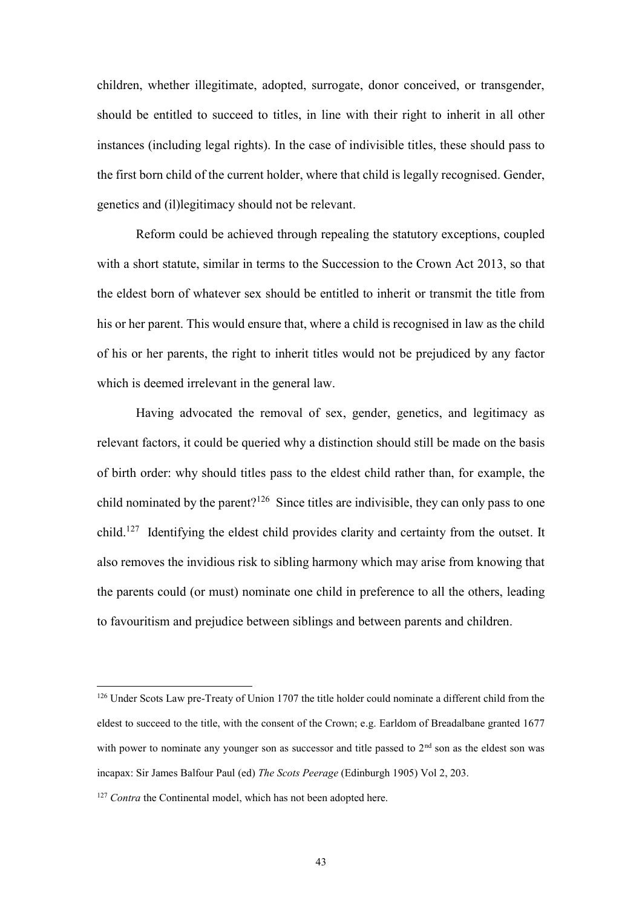children, whether illegitimate, adopted, surrogate, donor conceived, or transgender, should be entitled to succeed to titles, in line with their right to inherit in all other instances (including legal rights). In the case of indivisible titles, these should pass to the first born child of the current holder, where that child is legally recognised. Gender, genetics and (il)legitimacy should not be relevant.

Reform could be achieved through repealing the statutory exceptions, coupled with a short statute, similar in terms to the Succession to the Crown Act 2013, so that the eldest born of whatever sex should be entitled to inherit or transmit the title from his or her parent. This would ensure that, where a child is recognised in law as the child of his or her parents, the right to inherit titles would not be prejudiced by any factor which is deemed irrelevant in the general law.

Having advocated the removal of sex, gender, genetics, and legitimacy as relevant factors, it could be queried why a distinction should still be made on the basis of birth order: why should titles pass to the eldest child rather than, for example, the child nominated by the parent?[126] Since titles are indivisible, they can only pass to one child.[127] Identifying the eldest child provides clarity and certainty from the outset. It also removes the invidious risk to sibling harmony which may arise from knowing that the parents could (or must) nominate one child in preference to all the others, leading to favouritism and prejudice between siblings and between parents and children.

---

[126] Under Scots Law pre-Treaty of Union 1707 the title holder could nominate a different child from the eldest to succeed to the title, with the consent of the Crown; e.g. Earldom of Breadalbane granted 1677 with power to nominate any younger son as successor and title passed to 2nd son as the eldest son was incapax: Sir James Balfour Paul (ed) *The Scots Peerage* (Edinburgh 1905) Vol 2, 203.

[127] *Contra* the Continental model, which has not been adopted here.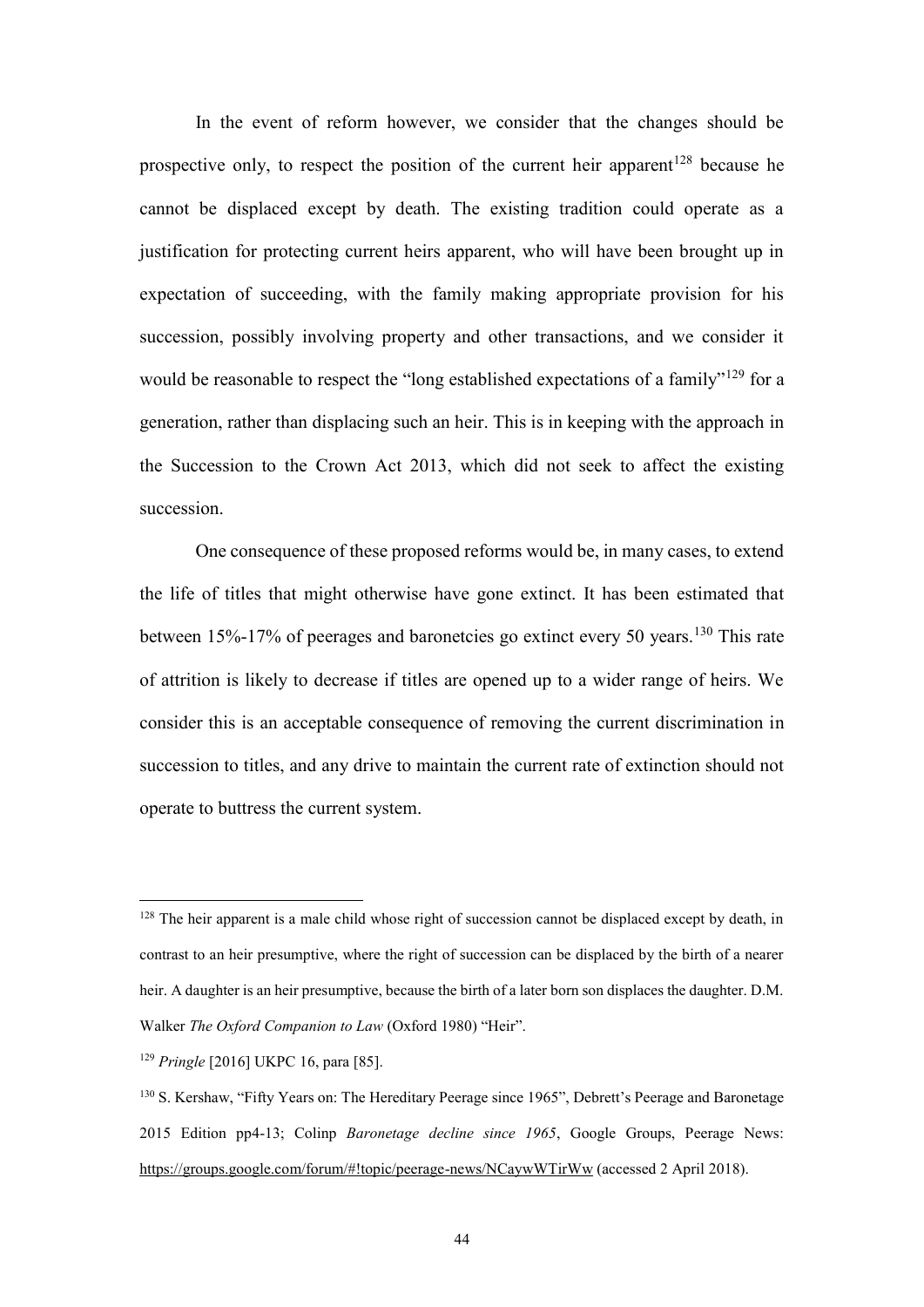In the event of reform however, we consider that the changes should be prospective only, to respect the position of the current heir apparent[128] because he cannot be displaced except by death. The existing tradition could operate as a justification for protecting current heirs apparent, who will have been brought up in expectation of succeeding, with the family making appropriate provision for his succession, possibly involving property and other transactions, and we consider it would be reasonable to respect the "long established expectations of a family"[129] for a generation, rather than displacing such an heir. This is in keeping with the approach in the Succession to the Crown Act 2013, which did not seek to affect the existing succession.

One consequence of these proposed reforms would be, in many cases, to extend the life of titles that might otherwise have gone extinct. It has been estimated that between 15%-17% of peerages and baronetcies go extinct every 50 years.[130] This rate of attrition is likely to decrease if titles are opened up to a wider range of heirs. We consider this is an acceptable consequence of removing the current discrimination in succession to titles, and any drive to maintain the current rate of extinction should not operate to buttress the current system.

---

[128] The heir apparent is a male child whose right of succession cannot be displaced except by death, in contrast to an heir presumptive, where the right of succession can be displaced by the birth of a nearer heir. A daughter is an heir presumptive, because the birth of a later born son displaces the daughter. D.M. Walker *The Oxford Companion to Law* (Oxford 1980) "Heir".

[129] *Pringle* [2016] UKPC 16, para [85].

[130] S. Kershaw, "Fifty Years on: The Hereditary Peerage since 1965", Debrett's Peerage and Baronetage 2015 Edition pp4-13; Colinp *Baronetage decline since 1965*, Google Groups, Peerage News: https://groups.google.com/forum/#!topic/peerage-news/NCaywWTirWw (accessed 2 April 2018).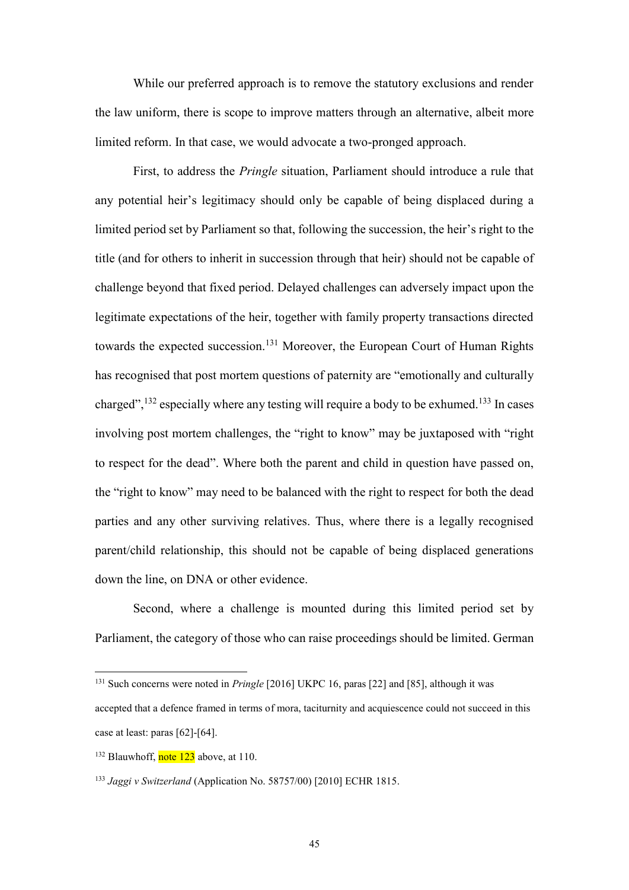While our preferred approach is to remove the statutory exclusions and render the law uniform, there is scope to improve matters through an alternative, albeit more limited reform. In that case, we would advocate a two-pronged approach.

First, to address the *Pringle* situation, Parliament should introduce a rule that any potential heir's legitimacy should only be capable of being displaced during a limited period set by Parliament so that, following the succession, the heir's right to the title (and for others to inherit in succession through that heir) should not be capable of challenge beyond that fixed period. Delayed challenges can adversely impact upon the legitimate expectations of the heir, together with family property transactions directed towards the expected succession.[131] Moreover, the European Court of Human Rights has recognised that post mortem questions of paternity are "emotionally and culturally charged",[132] especially where any testing will require a body to be exhumed.[133] In cases involving post mortem challenges, the "right to know" may be juxtaposed with "right to respect for the dead". Where both the parent and child in question have passed on, the "right to know" may need to be balanced with the right to respect for both the dead parties and any other surviving relatives. Thus, where there is a legally recognised parent/child relationship, this should not be capable of being displaced generations down the line, on DNA or other evidence.

Second, where a challenge is mounted during this limited period set by Parliament, the category of those who can raise proceedings should be limited. German

---

[131] Such concerns were noted in *Pringle* [2016] UKPC 16, paras [22] and [85], although it was accepted that a defence framed in terms of mora, taciturnity and acquiescence could not succeed in this case at least: paras [62]-[64].

[132] Blauwhoff, note 123 above, at 110.

[133] *Jaggi v Switzerland* (Application No. 58757/00) [2010] ECHR 1815.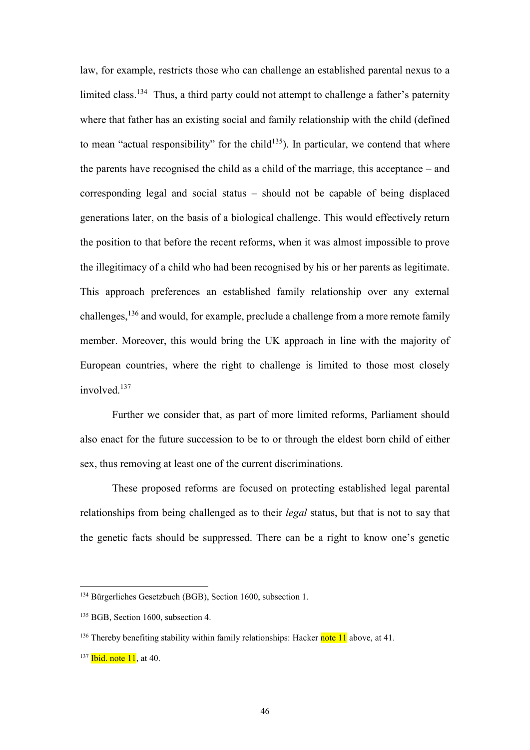law, for example, restricts those who can challenge an established parental nexus to a limited class.[134] Thus, a third party could not attempt to challenge a father's paternity where that father has an existing social and family relationship with the child (defined to mean "actual responsibility" for the child[135]). In particular, we contend that where the parents have recognised the child as a child of the marriage, this acceptance – and corresponding legal and social status – should not be capable of being displaced generations later, on the basis of a biological challenge. This would effectively return the position to that before the recent reforms, when it was almost impossible to prove the illegitimacy of a child who had been recognised by his or her parents as legitimate. This approach preferences an established family relationship over any external challenges,[136] and would, for example, preclude a challenge from a more remote family member. Moreover, this would bring the UK approach in line with the majority of European countries, where the right to challenge is limited to those most closely involved.[137]

Further we consider that, as part of more limited reforms, Parliament should also enact for the future succession to be to or through the eldest born child of either sex, thus removing at least one of the current discriminations.

These proposed reforms are focused on protecting established legal parental relationships from being challenged as to their *legal* status, but that is not to say that the genetic facts should be suppressed. There can be a right to know one's genetic

---

[134] Bürgerliches Gesetzbuch (BGB), Section 1600, subsection 1.

[135] BGB, Section 1600, subsection 4.

[136] Thereby benefiting stability within family relationships: Hacker note 11 above, at 41.

[137] Ibid. note 11, at 40.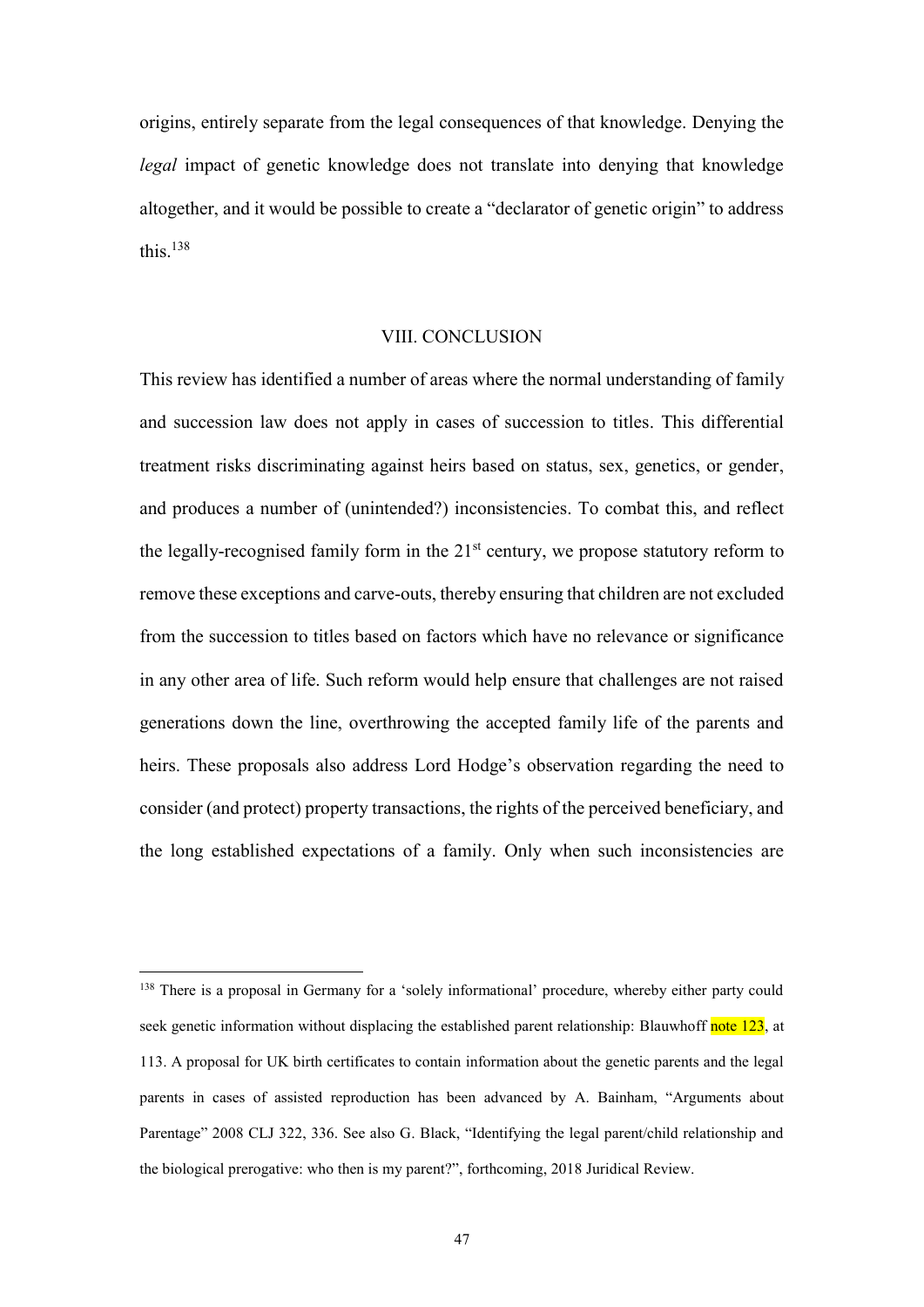origins, entirely separate from the legal consequences of that knowledge. Denying the *legal* impact of genetic knowledge does not translate into denying that knowledge altogether, and it would be possible to create a "declarator of genetic origin" to address this.[138]

## VIII. CONCLUSION

This review has identified a number of areas where the normal understanding of family and succession law does not apply in cases of succession to titles. This differential treatment risks discriminating against heirs based on status, sex, genetics, or gender, and produces a number of (unintended?) inconsistencies. To combat this, and reflect the legally-recognised family form in the 21st century, we propose statutory reform to remove these exceptions and carve-outs, thereby ensuring that children are not excluded from the succession to titles based on factors which have no relevance or significance in any other area of life. Such reform would help ensure that challenges are not raised generations down the line, overthrowing the accepted family life of the parents and heirs. These proposals also address Lord Hodge's observation regarding the need to consider (and protect) property transactions, the rights of the perceived beneficiary, and the long established expectations of a family. Only when such inconsistencies are

---

[138] There is a proposal in Germany for a 'solely informational' procedure, whereby either party could seek genetic information without displacing the established parent relationship: Blauwhoff note 123, at 113. A proposal for UK birth certificates to contain information about the genetic parents and the legal parents in cases of assisted reproduction has been advanced by A. Bainham, "Arguments about Parentage" 2008 CLJ 322, 336. See also G. Black, "Identifying the legal parent/child relationship and the biological prerogative: who then is my parent?", forthcoming, 2018 Juridical Review.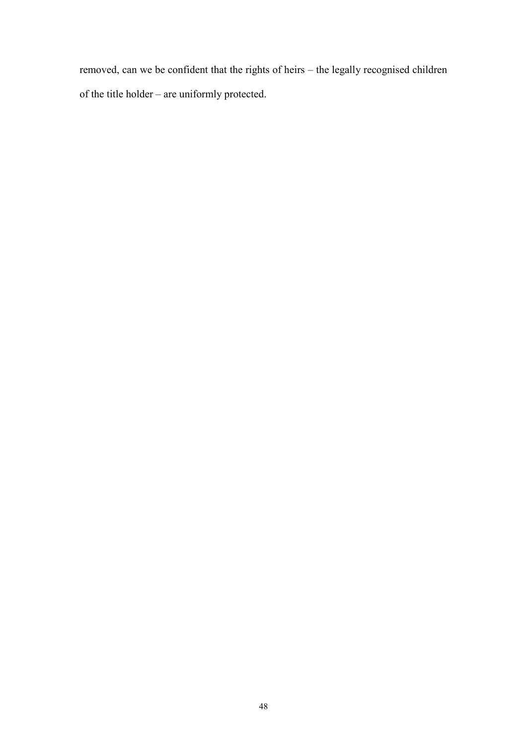removed, can we be confident that the rights of heirs – the legally recognised children of the title holder – are uniformly protected.